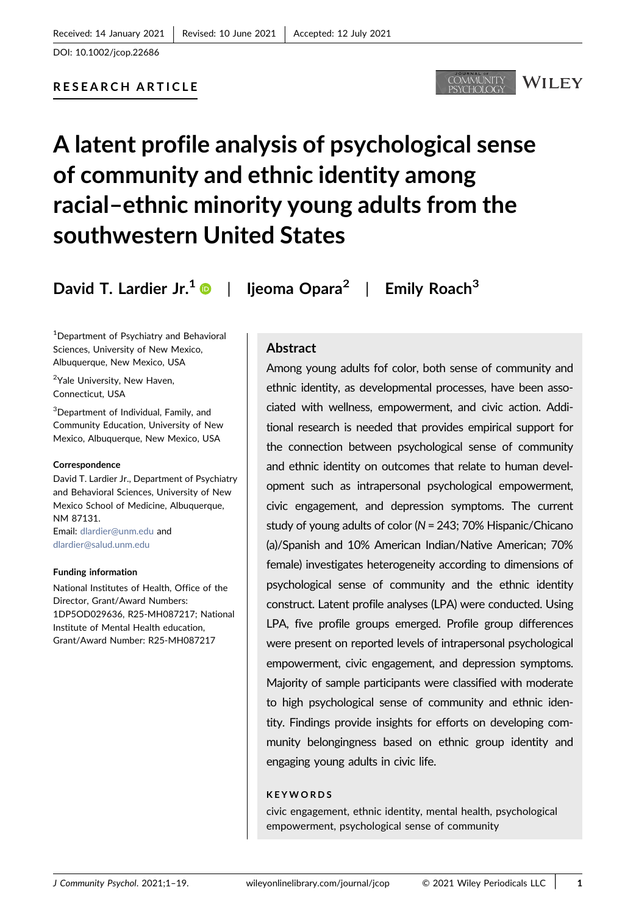Received: 14 January 2021 | Revised: 10 June 2021 | Accepted: 12 July 2021

DOI: 10.1002/jcop.22686

**RESEARCH ARTICLE**

# A latent profile analysis of psychological sense of community and ethnic identity among racial–ethnic minority young adults from the southwestern United States

**David T. Lardier Jr.**[1] | **Ijeoma Opara**[2] | **Emily Roach**[3]

[1]Department of Psychiatry and Behavioral Sciences, University of New Mexico, Albuquerque, New Mexico, USA

[2]Yale University, New Haven, Connecticut, USA

[3]Department of Individual, Family, and Community Education, University of New Mexico, Albuquerque, New Mexico, USA

**Correspondence**

David T. Lardier Jr., Department of Psychiatry and Behavioral Sciences, University of New Mexico School of Medicine, Albuquerque, NM 87131.
Email: dlardier@unm.edu and dlardier@salud.unm.edu

**Funding information**

National Institutes of Health, Office of the Director, Grant/Award Numbers: 1DP5OD029636, R25-MH087217; National Institute of Mental Health education, Grant/Award Number: R25-MH087217

## Abstract

Among young adults fof color, both sense of community and ethnic identity, as developmental processes, have been associated with wellness, empowerment, and civic action. Additional research is needed that provides empirical support for the connection between psychological sense of community and ethnic identity on outcomes that relate to human development such as intrapersonal psychological empowerment, civic engagement, and depression symptoms. The current study of young adults of color ($N = 243$; 70% Hispanic/Chicano(a)/Spanish and 10% American Indian/Native American; 70% female) investigates heterogeneity according to dimensions of psychological sense of community and the ethnic identity construct. Latent profile analyses (LPA) were conducted. Using LPA, five profile groups emerged. Profile group differences were present on reported levels of intrapersonal psychological empowerment, civic engagement, and depression symptoms. Majority of sample participants were classified with moderate to high psychological sense of community and ethnic identity. Findings provide insights for efforts on developing community belongingness based on ethnic group identity and engaging young adults in civic life.

**KEYWORDS**

civic engagement, ethnic identity, mental health, psychological empowerment, psychological sense of community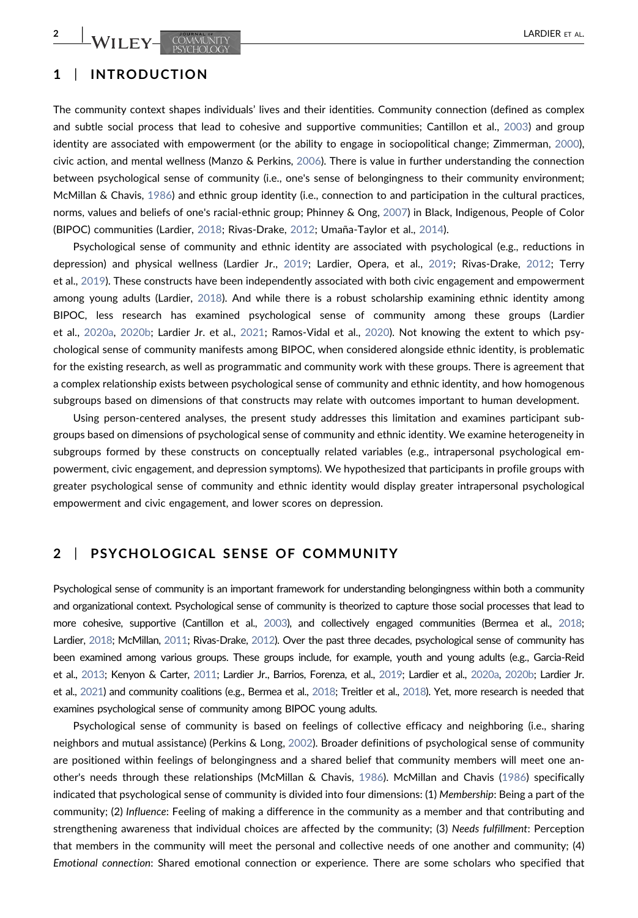## 1 | INTRODUCTION

The community context shapes individuals' lives and their identities. Community connection (defined as complex and subtle social process that lead to cohesive and supportive communities; Cantillon et al., 2003) and group identity are associated with empowerment (or the ability to engage in sociopolitical change; Zimmerman, 2000), civic action, and mental wellness (Manzo & Perkins, 2006). There is value in further understanding the connection between psychological sense of community (i.e., one's sense of belongingness to their community environment; McMillan & Chavis, 1986) and ethnic group identity (i.e., connection to and participation in the cultural practices, norms, values and beliefs of one's racial-ethnic group; Phinney & Ong, 2007) in Black, Indigenous, People of Color (BIPOC) communities (Lardier, 2018; Rivas-Drake, 2012; Umaña-Taylor et al., 2014).

Psychological sense of community and ethnic identity are associated with psychological (e.g., reductions in depression) and physical wellness (Lardier Jr., 2019; Lardier, Opera, et al., 2019; Rivas-Drake, 2012; Terry et al., 2019). These constructs have been independently associated with both civic engagement and empowerment among young adults (Lardier, 2018). And while there is a robust scholarship examining ethnic identity among BIPOC, less research has examined psychological sense of community among these groups (Lardier et al., 2020a, 2020b; Lardier Jr. et al., 2021; Ramos-Vidal et al., 2020). Not knowing the extent to which psychological sense of community manifests among BIPOC, when considered alongside ethnic identity, is problematic for the existing research, as well as programmatic and community work with these groups. There is agreement that a complex relationship exists between psychological sense of community and ethnic identity, and how homogenous subgroups based on dimensions of that constructs may relate with outcomes important to human development.

Using person-centered analyses, the present study addresses this limitation and examines participant subgroups based on dimensions of psychological sense of community and ethnic identity. We examine heterogeneity in subgroups formed by these constructs on conceptually related variables (e.g., intrapersonal psychological empowerment, civic engagement, and depression symptoms). We hypothesized that participants in profile groups with greater psychological sense of community and ethnic identity would display greater intrapersonal psychological empowerment and civic engagement, and lower scores on depression.

## 2 | PSYCHOLOGICAL SENSE OF COMMUNITY

Psychological sense of community is an important framework for understanding belongingness within both a community and organizational context. Psychological sense of community is theorized to capture those social processes that lead to more cohesive, supportive (Cantillon et al., 2003), and collectively engaged communities (Bermea et al., 2018; Lardier, 2018; McMillan, 2011; Rivas-Drake, 2012). Over the past three decades, psychological sense of community has been examined among various groups. These groups include, for example, youth and young adults (e.g., Garcia-Reid et al., 2013; Kenyon & Carter, 2011; Lardier Jr., Barrios, Forenza, et al., 2019; Lardier et al., 2020a, 2020b; Lardier Jr. et al., 2021) and community coalitions (e.g., Bermea et al., 2018; Treitler et al., 2018). Yet, more research is needed that examines psychological sense of community among BIPOC young adults.

Psychological sense of community is based on feelings of collective efficacy and neighboring (i.e., sharing neighbors and mutual assistance) (Perkins & Long, 2002). Broader definitions of psychological sense of community are positioned within feelings of belongingness and a shared belief that community members will meet one another's needs through these relationships (McMillan & Chavis, 1986). McMillan and Chavis (1986) specifically indicated that psychological sense of community is divided into four dimensions: (1) *Membership*: Being a part of the community; (2) *Influence*: Feeling of making a difference in the community as a member and that contributing and strengthening awareness that individual choices are affected by the community; (3) *Needs fulfillment*: Perception that members in the community will meet the personal and collective needs of one another and community; (4) *Emotional connection*: Shared emotional connection or experience. There are some scholars who specified that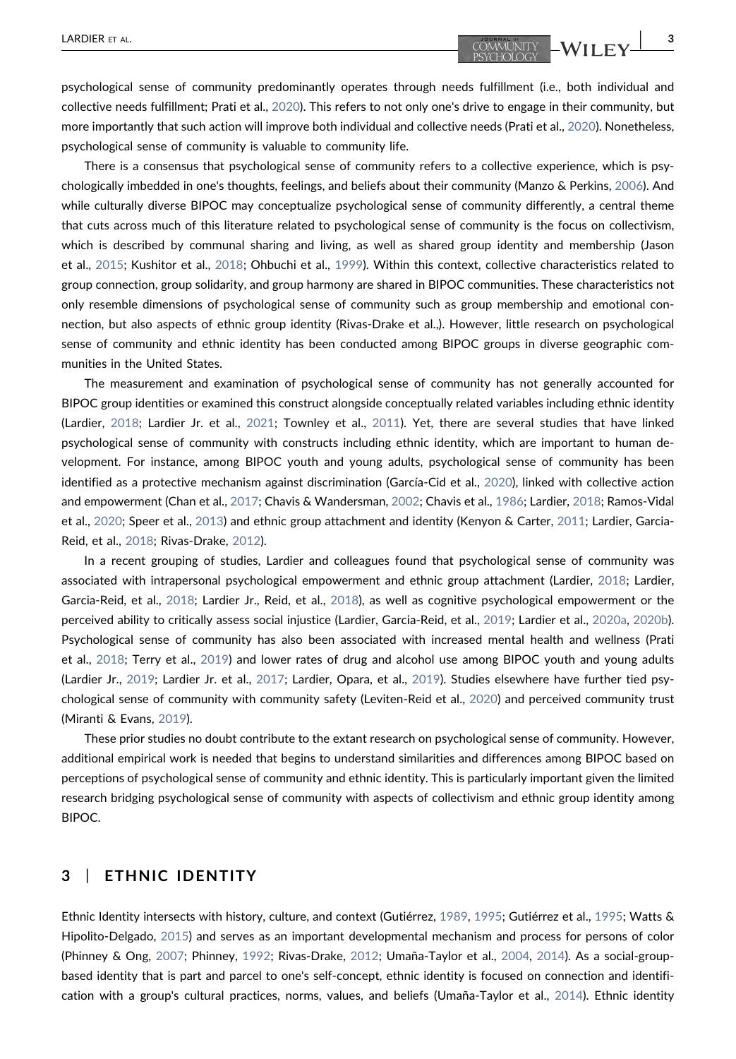psychological sense of community predominantly operates through needs fulfillment (i.e., both individual and collective needs fulfillment; Prati et al., 2020). This refers to not only one's drive to engage in their community, but more importantly that such action will improve both individual and collective needs (Prati et al., 2020). Nonetheless, psychological sense of community is valuable to community life.

There is a consensus that psychological sense of community refers to a collective experience, which is psychologically imbedded in one's thoughts, feelings, and beliefs about their community (Manzo & Perkins, 2006). And while culturally diverse BIPOC may conceptualize psychological sense of community differently, a central theme that cuts across much of this literature related to psychological sense of community is the focus on collectivism, which is described by communal sharing and living, as well as shared group identity and membership (Jason et al., 2015; Kushitor et al., 2018; Ohbuchi et al., 1999). Within this context, collective characteristics related to group connection, group solidarity, and group harmony are shared in BIPOC communities. These characteristics not only resemble dimensions of psychological sense of community such as group membership and emotional connection, but also aspects of ethnic group identity (Rivas-Drake et al.,). However, little research on psychological sense of community and ethnic identity has been conducted among BIPOC groups in diverse geographic communities in the United States.

The measurement and examination of psychological sense of community has not generally accounted for BIPOC group identities or examined this construct alongside conceptually related variables including ethnic identity (Lardier, 2018; Lardier Jr. et al., 2021; Townley et al., 2011). Yet, there are several studies that have linked psychological sense of community with constructs including ethnic identity, which are important to human development. For instance, among BIPOC youth and young adults, psychological sense of community has been identified as a protective mechanism against discrimination (García-Cid et al., 2020), linked with collective action and empowerment (Chan et al., 2017; Chavis & Wandersman, 2002; Chavis et al., 1986; Lardier, 2018; Ramos-Vidal et al., 2020; Speer et al., 2013) and ethnic group attachment and identity (Kenyon & Carter, 2011; Lardier, Garcia-Reid, et al., 2018; Rivas-Drake, 2012).

In a recent grouping of studies, Lardier and colleagues found that psychological sense of community was associated with intrapersonal psychological empowerment and ethnic group attachment (Lardier, 2018; Lardier, Garcia-Reid, et al., 2018; Lardier Jr., Reid, et al., 2018), as well as cognitive psychological empowerment or the perceived ability to critically assess social injustice (Lardier, Garcia-Reid, et al., 2019; Lardier et al., 2020a, 2020b). Psychological sense of community has also been associated with increased mental health and wellness (Prati et al., 2018; Terry et al., 2019) and lower rates of drug and alcohol use among BIPOC youth and young adults (Lardier Jr., 2019; Lardier Jr. et al., 2017; Lardier, Opara, et al., 2019). Studies elsewhere have further tied psychological sense of community with community safety (Leviten-Reid et al., 2020) and perceived community trust (Miranti & Evans, 2019).

These prior studies no doubt contribute to the extant research on psychological sense of community. However, additional empirical work is needed that begins to understand similarities and differences among BIPOC based on perceptions of psychological sense of community and ethnic identity. This is particularly important given the limited research bridging psychological sense of community with aspects of collectivism and ethnic group identity among BIPOC.

## 3 | ETHNIC IDENTITY

Ethnic Identity intersects with history, culture, and context (Gutiérrez, 1989, 1995; Gutiérrez et al., 1995; Watts & Hipolito-Delgado, 2015) and serves as an important developmental mechanism and process for persons of color (Phinney & Ong, 2007; Phinney, 1992; Rivas-Drake, 2012; Umaña-Taylor et al., 2004, 2014). As a social-group-based identity that is part and parcel to one's self-concept, ethnic identity is focused on connection and identification with a group's cultural practices, norms, values, and beliefs (Umaña-Taylor et al., 2014). Ethnic identity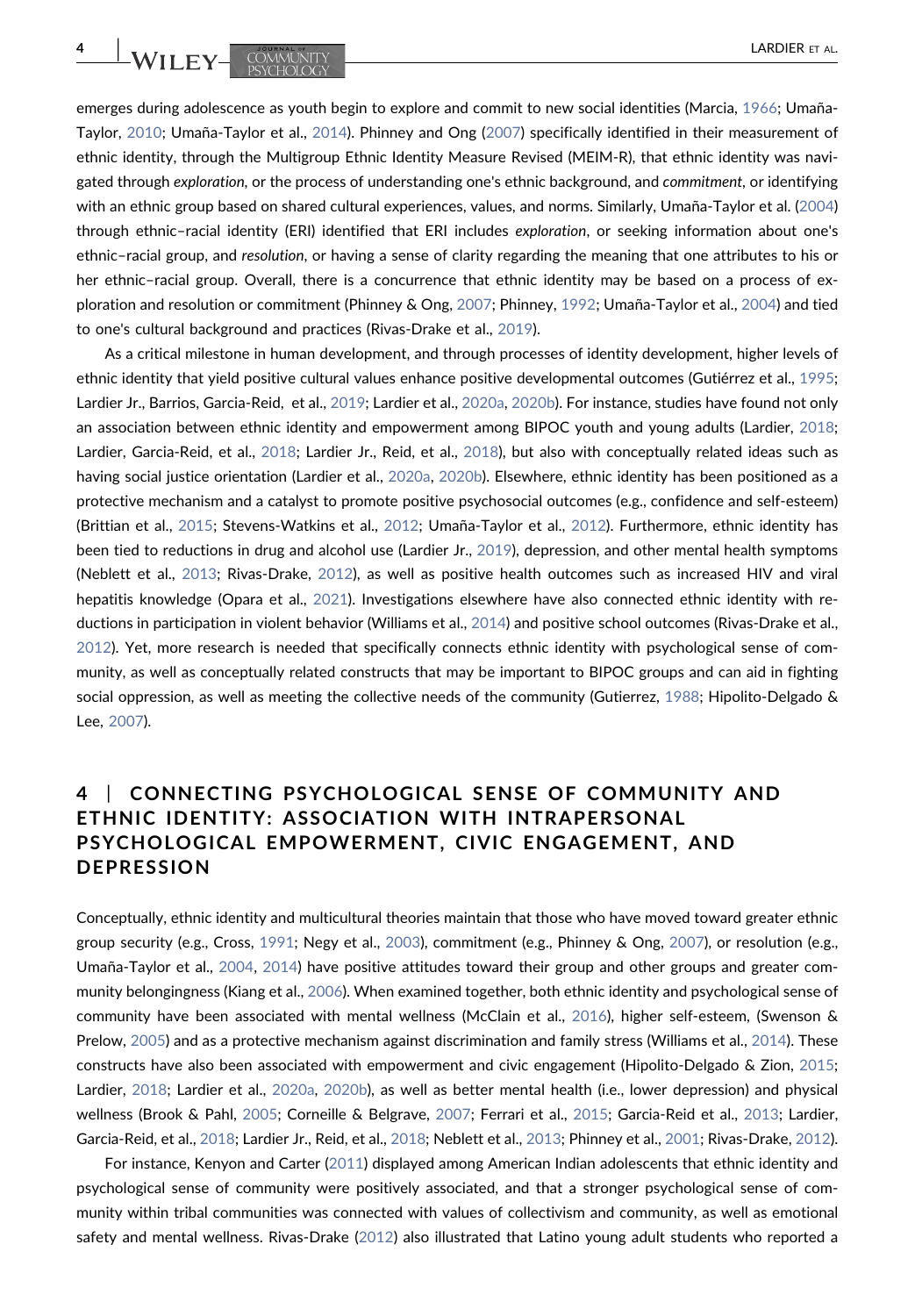emerges during adolescence as youth begin to explore and commit to new social identities (Marcia, 1966; Umaña-Taylor, 2010; Umaña-Taylor et al., 2014). Phinney and Ong (2007) specifically identified in their measurement of ethnic identity, through the Multigroup Ethnic Identity Measure Revised (MEIM-R), that ethnic identity was navigated through *exploration*, or the process of understanding one's ethnic background, and *commitment*, or identifying with an ethnic group based on shared cultural experiences, values, and norms. Similarly, Umaña-Taylor et al. (2004) through ethnic–racial identity (ERI) identified that ERI includes *exploration*, or seeking information about one's ethnic–racial group, and *resolution*, or having a sense of clarity regarding the meaning that one attributes to his or her ethnic–racial group. Overall, there is a concurrence that ethnic identity may be based on a process of exploration and resolution or commitment (Phinney & Ong, 2007; Phinney, 1992; Umaña-Taylor et al., 2004) and tied to one's cultural background and practices (Rivas-Drake et al., 2019).

As a critical milestone in human development, and through processes of identity development, higher levels of ethnic identity that yield positive cultural values enhance positive developmental outcomes (Gutiérrez et al., 1995; Lardier Jr., Barrios, Garcia-Reid, et al., 2019; Lardier et al., 2020a, 2020b). For instance, studies have found not only an association between ethnic identity and empowerment among BIPOC youth and young adults (Lardier, 2018; Lardier, Garcia-Reid, et al., 2018; Lardier Jr., Reid, et al., 2018), but also with conceptually related ideas such as having social justice orientation (Lardier et al., 2020a, 2020b). Elsewhere, ethnic identity has been positioned as a protective mechanism and a catalyst to promote positive psychosocial outcomes (e.g., confidence and self-esteem) (Brittian et al., 2015; Stevens-Watkins et al., 2012; Umaña-Taylor et al., 2012). Furthermore, ethnic identity has been tied to reductions in drug and alcohol use (Lardier Jr., 2019), depression, and other mental health symptoms (Neblett et al., 2013; Rivas-Drake, 2012), as well as positive health outcomes such as increased HIV and viral hepatitis knowledge (Opara et al., 2021). Investigations elsewhere have also connected ethnic identity with reductions in participation in violent behavior (Williams et al., 2014) and positive school outcomes (Rivas-Drake et al., 2012). Yet, more research is needed that specifically connects ethnic identity with psychological sense of community, as well as conceptually related constructs that may be important to BIPOC groups and can aid in fighting social oppression, as well as meeting the collective needs of the community (Gutierrez, 1988; Hipolito-Delgado & Lee, 2007).

## 4 | CONNECTING PSYCHOLOGICAL SENSE OF COMMUNITY AND ETHNIC IDENTITY: ASSOCIATION WITH INTRAPERSONAL PSYCHOLOGICAL EMPOWERMENT, CIVIC ENGAGEMENT, AND DEPRESSION

Conceptually, ethnic identity and multicultural theories maintain that those who have moved toward greater ethnic group security (e.g., Cross, 1991; Negy et al., 2003), commitment (e.g., Phinney & Ong, 2007), or resolution (e.g., Umaña-Taylor et al., 2004, 2014) have positive attitudes toward their group and other groups and greater community belongingness (Kiang et al., 2006). When examined together, both ethnic identity and psychological sense of community have been associated with mental wellness (McClain et al., 2016), higher self-esteem, (Swenson & Prelow, 2005) and as a protective mechanism against discrimination and family stress (Williams et al., 2014). These constructs have also been associated with empowerment and civic engagement (Hipolito-Delgado & Zion, 2015; Lardier, 2018; Lardier et al., 2020a, 2020b), as well as better mental health (i.e., lower depression) and physical wellness (Brook & Pahl, 2005; Corneille & Belgrave, 2007; Ferrari et al., 2015; Garcia-Reid et al., 2013; Lardier, Garcia-Reid, et al., 2018; Lardier Jr., Reid, et al., 2018; Neblett et al., 2013; Phinney et al., 2001; Rivas-Drake, 2012).

For instance, Kenyon and Carter (2011) displayed among American Indian adolescents that ethnic identity and psychological sense of community were positively associated, and that a stronger psychological sense of community within tribal communities was connected with values of collectivism and community, as well as emotional safety and mental wellness. Rivas-Drake (2012) also illustrated that Latino young adult students who reported a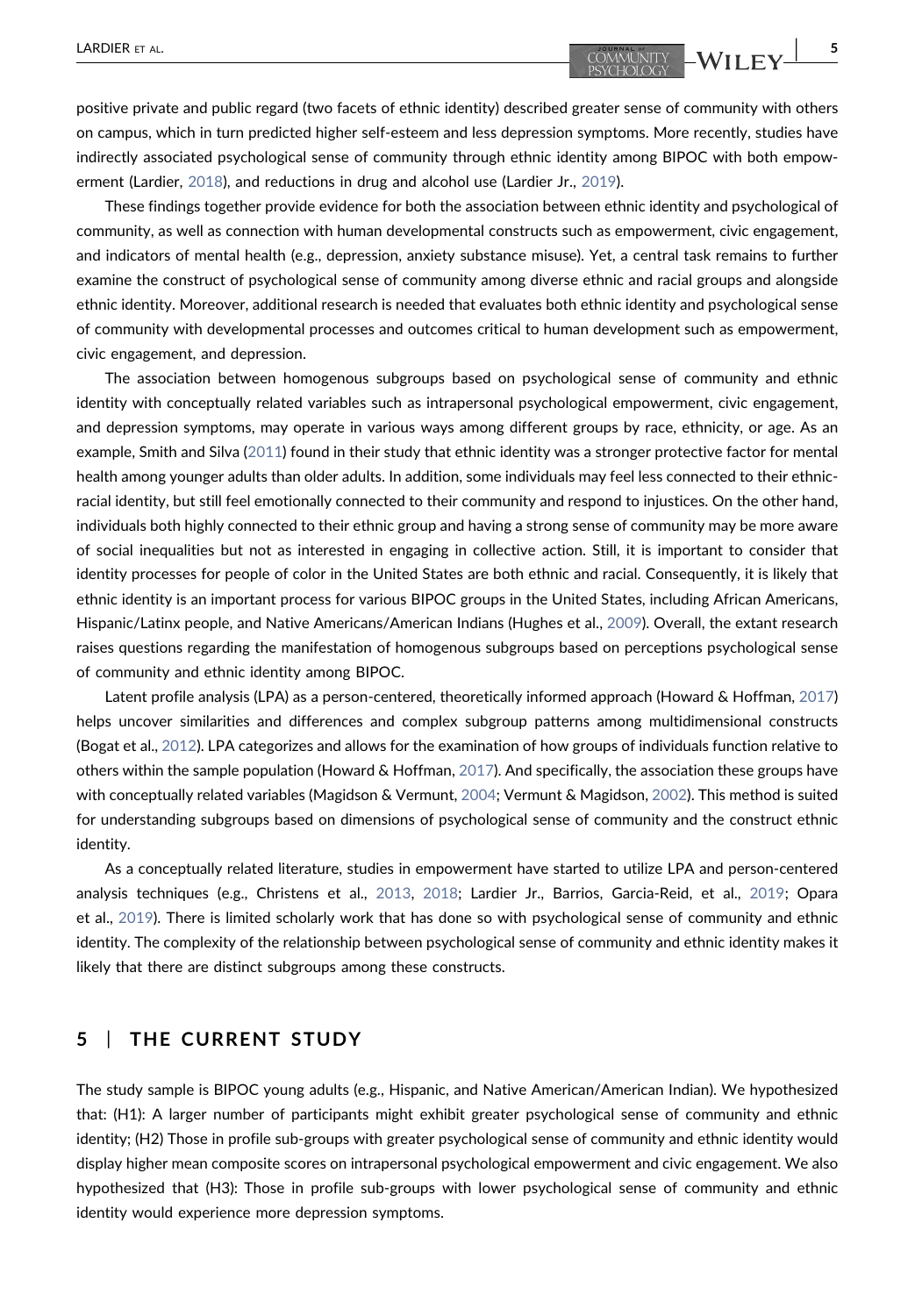positive private and public regard (two facets of ethnic identity) described greater sense of community with others on campus, which in turn predicted higher self-esteem and less depression symptoms. More recently, studies have indirectly associated psychological sense of community through ethnic identity among BIPOC with both empowerment (Lardier, 2018), and reductions in drug and alcohol use (Lardier Jr., 2019).

These findings together provide evidence for both the association between ethnic identity and psychological of community, as well as connection with human developmental constructs such as empowerment, civic engagement, and indicators of mental health (e.g., depression, anxiety substance misuse). Yet, a central task remains to further examine the construct of psychological sense of community among diverse ethnic and racial groups and alongside ethnic identity. Moreover, additional research is needed that evaluates both ethnic identity and psychological sense of community with developmental processes and outcomes critical to human development such as empowerment, civic engagement, and depression.

The association between homogenous subgroups based on psychological sense of community and ethnic identity with conceptually related variables such as intrapersonal psychological empowerment, civic engagement, and depression symptoms, may operate in various ways among different groups by race, ethnicity, or age. As an example, Smith and Silva (2011) found in their study that ethnic identity was a stronger protective factor for mental health among younger adults than older adults. In addition, some individuals may feel less connected to their ethnic-racial identity, but still feel emotionally connected to their community and respond to injustices. On the other hand, individuals both highly connected to their ethnic group and having a strong sense of community may be more aware of social inequalities but not as interested in engaging in collective action. Still, it is important to consider that identity processes for people of color in the United States are both ethnic and racial. Consequently, it is likely that ethnic identity is an important process for various BIPOC groups in the United States, including African Americans, Hispanic/Latinx people, and Native Americans/American Indians (Hughes et al., 2009). Overall, the extant research raises questions regarding the manifestation of homogenous subgroups based on perceptions psychological sense of community and ethnic identity among BIPOC.

Latent profile analysis (LPA) as a person-centered, theoretically informed approach (Howard & Hoffman, 2017) helps uncover similarities and differences and complex subgroup patterns among multidimensional constructs (Bogat et al., 2012). LPA categorizes and allows for the examination of how groups of individuals function relative to others within the sample population (Howard & Hoffman, 2017). And specifically, the association these groups have with conceptually related variables (Magidson & Vermunt, 2004; Vermunt & Magidson, 2002). This method is suited for understanding subgroups based on dimensions of psychological sense of community and the construct ethnic identity.

As a conceptually related literature, studies in empowerment have started to utilize LPA and person-centered analysis techniques (e.g., Christens et al., 2013, 2018; Lardier Jr., Barrios, Garcia-Reid, et al., 2019; Opara et al., 2019). There is limited scholarly work that has done so with psychological sense of community and ethnic identity. The complexity of the relationship between psychological sense of community and ethnic identity makes it likely that there are distinct subgroups among these constructs.

## 5 | THE CURRENT STUDY

The study sample is BIPOC young adults (e.g., Hispanic, and Native American/American Indian). We hypothesized that: (H1): A larger number of participants might exhibit greater psychological sense of community and ethnic identity; (H2) Those in profile sub-groups with greater psychological sense of community and ethnic identity would display higher mean composite scores on intrapersonal psychological empowerment and civic engagement. We also hypothesized that (H3): Those in profile sub-groups with lower psychological sense of community and ethnic identity would experience more depression symptoms.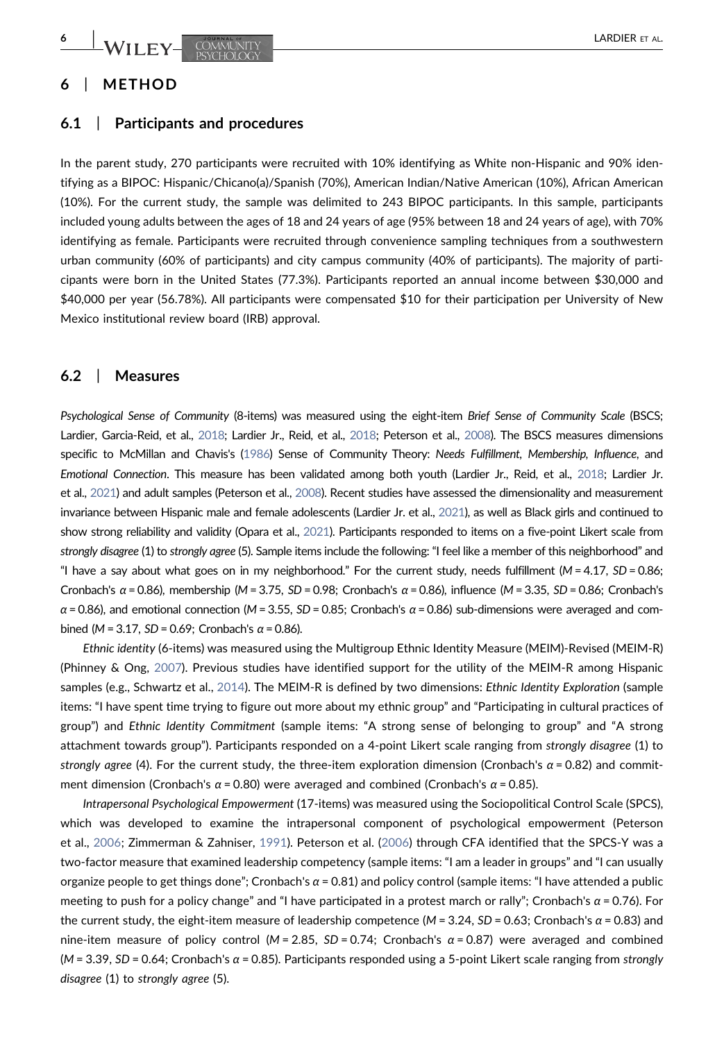## 6 | METHOD

### 6.1 | Participants and procedures

In the parent study, 270 participants were recruited with 10% identifying as White non-Hispanic and 90% identifying as a BIPOC: Hispanic/Chicano(a)/Spanish (70%), American Indian/Native American (10%), African American (10%). For the current study, the sample was delimited to 243 BIPOC participants. In this sample, participants included young adults between the ages of 18 and 24 years of age (95% between 18 and 24 years of age), with 70% identifying as female. Participants were recruited through convenience sampling techniques from a southwestern urban community (60% of participants) and city campus community (40% of participants). The majority of participants were born in the United States (77.3%). Participants reported an annual income between $30,000 and $40,000 per year (56.78%). All participants were compensated $10 for their participation per University of New Mexico institutional review board (IRB) approval.

### 6.2 | Measures

*Psychological Sense of Community* (8-items) was measured using the eight-item *Brief Sense of Community Scale* (BSCS; Lardier, Garcia-Reid, et al., 2018; Lardier Jr., Reid, et al., 2018; Peterson et al., 2008). The BSCS measures dimensions specific to McMillan and Chavis's (1986) Sense of Community Theory: *Needs Fulfillment*, *Membership*, *Influence*, and *Emotional Connection*. This measure has been validated among both youth (Lardier Jr., Reid, et al., 2018; Lardier Jr. et al., 2021) and adult samples (Peterson et al., 2008). Recent studies have assessed the dimensionality and measurement invariance between Hispanic male and female adolescents (Lardier Jr. et al., 2021), as well as Black girls and continued to show strong reliability and validity (Opara et al., 2021). Participants responded to items on a five-point Likert scale from *strongly disagree* (1) to *strongly agree* (5). Sample items include the following: "I feel like a member of this neighborhood" and "I have a say about what goes on in my neighborhood." For the current study, needs fulfillment ($M = 4.17$, $SD = 0.86$; Cronbach's $\alpha = 0.86$), membership ($M = 3.75$, $SD = 0.98$; Cronbach's $\alpha = 0.86$), influence ($M = 3.35$, $SD = 0.86$; Cronbach's $\alpha = 0.86$), and emotional connection ($M = 3.55$, $SD = 0.85$; Cronbach's $\alpha = 0.86$) sub-dimensions were averaged and combined ($M = 3.17$, $SD = 0.69$; Cronbach's $\alpha = 0.86$).

*Ethnic identity* (6-items) was measured using the Multigroup Ethnic Identity Measure (MEIM)-Revised (MEIM-R) (Phinney & Ong, 2007). Previous studies have identified support for the utility of the MEIM-R among Hispanic samples (e.g., Schwartz et al., 2014). The MEIM-R is defined by two dimensions: *Ethnic Identity Exploration* (sample items: "I have spent time trying to figure out more about my ethnic group" and "Participating in cultural practices of group") and *Ethnic Identity Commitment* (sample items: "A strong sense of belonging to group" and "A strong attachment towards group"). Participants responded on a 4-point Likert scale ranging from *strongly disagree* (1) to *strongly agree* (4). For the current study, the three-item exploration dimension (Cronbach's $\alpha = 0.82$) and commitment dimension (Cronbach's $\alpha = 0.80$) were averaged and combined (Cronbach's $\alpha = 0.85$).

*Intrapersonal Psychological Empowerment* (17-items) was measured using the Sociopolitical Control Scale (SPCS), which was developed to examine the intrapersonal component of psychological empowerment (Peterson et al., 2006; Zimmerman & Zahniser, 1991). Peterson et al. (2006) through CFA identified that the SPCS-Y was a two-factor measure that examined leadership competency (sample items: "I am a leader in groups" and "I can usually organize people to get things done"; Cronbach's $\alpha = 0.81$) and policy control (sample items: "I have attended a public meeting to push for a policy change" and "I have participated in a protest march or rally"; Cronbach's $\alpha = 0.76$). For the current study, the eight-item measure of leadership competence ($M = 3.24$, $SD = 0.63$; Cronbach's $\alpha = 0.83$) and nine-item measure of policy control ($M = 2.85$, $SD = 0.74$; Cronbach's $\alpha = 0.87$) were averaged and combined ($M = 3.39$, $SD = 0.64$; Cronbach's $\alpha = 0.85$). Participants responded using a 5-point Likert scale ranging from *strongly disagree* (1) to *strongly agree* (5).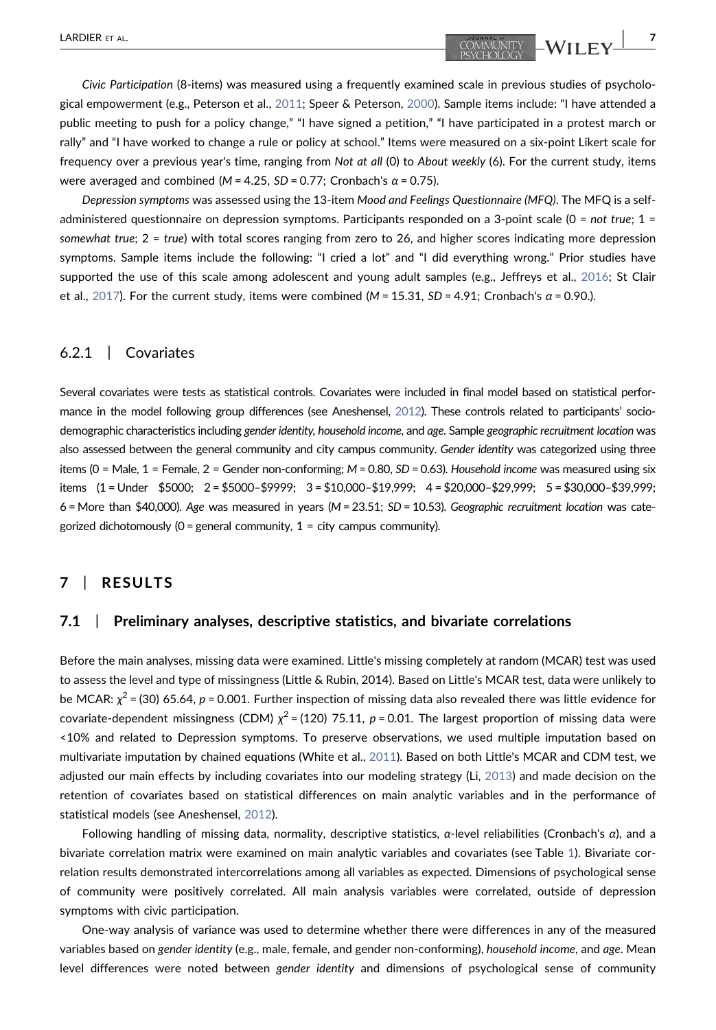*Civic Participation* (8-items) was measured using a frequently examined scale in previous studies of psychological empowerment (e.g., Peterson et al., 2011; Speer & Peterson, 2000). Sample items include: "I have attended a public meeting to push for a policy change," "I have signed a petition," "I have participated in a protest march or rally" and "I have worked to change a rule or policy at school." Items were measured on a six-point Likert scale for frequency over a previous year's time, ranging from *Not at all* (0) to *About weekly* (6). For the current study, items were averaged and combined ($M$ = 4.25, $SD$ = 0.77; Cronbach's $\alpha$ = 0.75).

*Depression symptoms* was assessed using the 13-item *Mood and Feelings Questionnaire (MFQ)*. The MFQ is a self-administered questionnaire on depression symptoms. Participants responded on a 3-point scale (0 = *not true*; 1 = *somewhat true*; 2 = *true*) with total scores ranging from zero to 26, and higher scores indicating more depression symptoms. Sample items include the following: "I cried a lot" and "I did everything wrong." Prior studies have supported the use of this scale among adolescent and young adult samples (e.g., Jeffreys et al., 2016; St Clair et al., 2017). For the current study, items were combined ($M$ = 15.31, $SD$ = 4.91; Cronbach's $\alpha$ = 0.90.).

### 6.2.1 | Covariates

Several covariates were tests as statistical controls. Covariates were included in final model based on statistical performance in the model following group differences (see Aneshensel, 2012). These controls related to participants' sociodemographic characteristics including *gender identity*, *household income*, and *age*. Sample *geographic recruitment location* was also assessed between the general community and city campus community. *Gender identity* was categorized using three items (0 = Male, 1 = Female, 2 = Gender non-conforming; $M$ = 0.80, $SD$ = 0.63). *Household income* was measured using six items (1 = Under $5000; 2 = $5000–$9999; 3 = $10,000–$19,999; 4 = $20,000–$29,999; 5 = $30,000–$39,999; 6 = More than $40,000). *Age* was measured in years ($M$ = 23.51; $SD$ = 10.53). *Geographic recruitment location* was categorized dichotomously (0 = general community, 1 = city campus community).

## 7 | RESULTS

### 7.1 | Preliminary analyses, descriptive statistics, and bivariate correlations

Before the main analyses, missing data were examined. Little's missing completely at random (MCAR) test was used to assess the level and type of missingness (Little & Rubin, 2014). Based on Little's MCAR test, data were unlikely to be MCAR: $\chi^2$ = (30) 65.64, $p$ = 0.001. Further inspection of missing data also revealed there was little evidence for covariate-dependent missingness (CDM) $\chi^2$ = (120) 75.11, $p$ = 0.01. The largest proportion of missing data were <10% and related to Depression symptoms. To preserve observations, we used multiple imputation based on multivariate imputation by chained equations (White et al., 2011). Based on both Little's MCAR and CDM test, we adjusted our main effects by including covariates into our modeling strategy (Li, 2013) and made decision on the retention of covariates based on statistical differences on main analytic variables and in the performance of statistical models (see Aneshensel, 2012).

Following handling of missing data, normality, descriptive statistics, $\alpha$-level reliabilities (Cronbach's $\alpha$), and a bivariate correlation matrix were examined on main analytic variables and covariates (see Table 1). Bivariate correlation results demonstrated intercorrelations among all variables as expected. Dimensions of psychological sense of community were positively correlated. All main analysis variables were correlated, outside of depression symptoms with civic participation.

One-way analysis of variance was used to determine whether there were differences in any of the measured variables based on *gender identity* (e.g., male, female, and gender non-conforming), *household income*, and *age*. Mean level differences were noted between *gender identity* and dimensions of psychological sense of community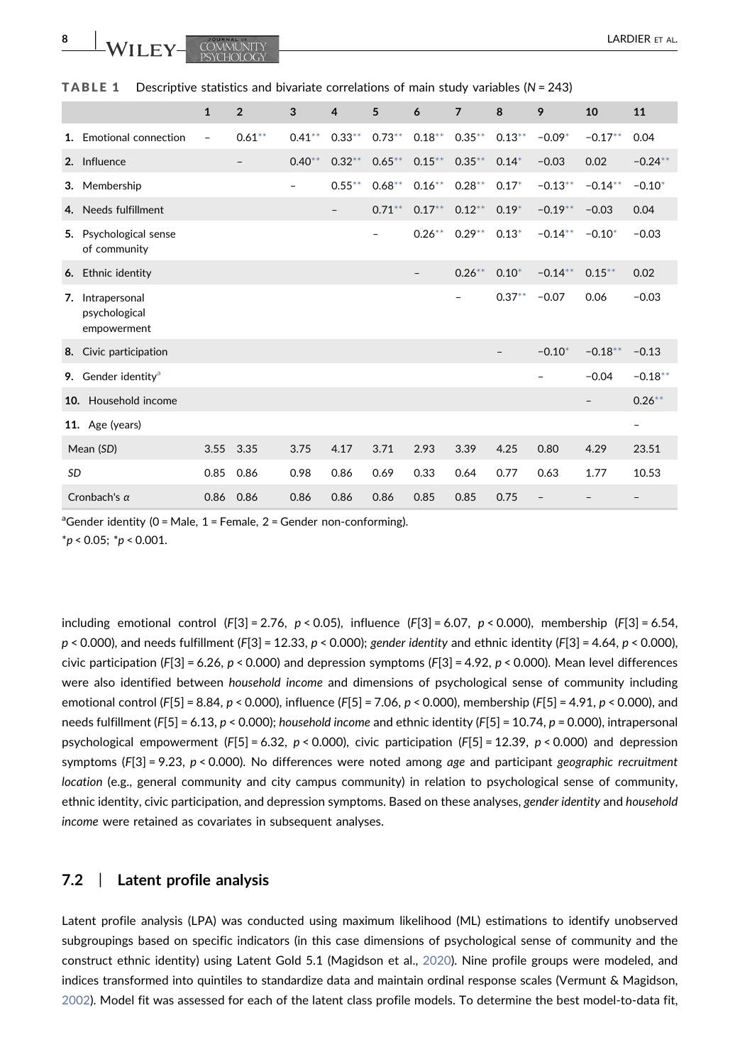**TABLE 1** Descriptive statistics and bivariate correlations of main study variables (*N* = 243)

| | 1 | 2 | 3 | 4 | 5 | 6 | 7 | 8 | 9 | 10 | 11 |
|---|---|---|---|---|---|---|---|---|---|---|---|
| **1.** Emotional connection | – | 0.61** | 0.41** | 0.33** | 0.73** | 0.18** | 0.35** | 0.13** | −0.09* | −0.17** | 0.04 |
| **2.** Influence | | – | 0.40** | 0.32** | 0.65** | 0.15** | 0.35** | 0.14* | −0.03 | 0.02 | −0.24** |
| **3.** Membership | | | – | 0.55** | 0.68** | 0.16** | 0.28** | 0.17* | −0.13** | −0.14** | −0.10* |
| **4.** Needs fulfillment | | | | – | 0.71** | 0.17** | 0.12** | 0.19* | −0.19** | −0.03 | 0.04 |
| **5.** Psychological sense of community | | | | | – | 0.26** | 0.29** | 0.13* | −0.14** | −0.10* | −0.03 |
| **6.** Ethnic identity | | | | | | – | 0.26** | 0.10* | −0.14** | 0.15** | 0.02 |
| **7.** Intrapersonal psychological empowerment | | | | | | | – | 0.37** | −0.07 | 0.06 | −0.03 |
| **8.** Civic participation | | | | | | | | – | −0.10* | −0.18** | −0.13 |
| **9.** Gender identity[a] | | | | | | | | | – | −0.04 | −0.18** |
| **10.** Household income | | | | | | | | | | – | 0.26** |
| **11.** Age (years) | | | | | | | | | | | – |
| Mean (*SD*) | 3.55 | 3.35 | 3.75 | 4.17 | 3.71 | 2.93 | 3.39 | 4.25 | 0.80 | 4.29 | 23.51 |
| *SD* | 0.85 | 0.86 | 0.98 | 0.86 | 0.69 | 0.33 | 0.64 | 0.77 | 0.63 | 1.77 | 10.53 |
| Cronbach's *α* | 0.86 | 0.86 | 0.86 | 0.86 | 0.86 | 0.85 | 0.85 | 0.75 | – | – | – |

[a]Gender identity (0 = Male, 1 = Female, 2 = Gender non-conforming).

*$p < 0.05$; *$p < 0.001$.

including emotional control ($F[3] = 2.76$, $p < 0.05$), influence ($F[3] = 6.07$, $p < 0.000$), membership ($F[3] = 6.54$, $p < 0.000$), and needs fulfillment ($F[3] = 12.33$, $p < 0.000$); *gender identity* and ethnic identity ($F[3] = 4.64$, $p < 0.000$), civic participation ($F[3] = 6.26$, $p < 0.000$) and depression symptoms ($F[3] = 4.92$, $p < 0.000$). Mean level differences were also identified between *household income* and dimensions of psychological sense of community including emotional control ($F[5] = 8.84$, $p < 0.000$), influence ($F[5] = 7.06$, $p < 0.000$), membership ($F[5] = 4.91$, $p < 0.000$), and needs fulfillment ($F[5] = 6.13$, $p < 0.000$); *household income* and ethnic identity ($F[5] = 10.74$, $p = 0.000$), intrapersonal psychological empowerment ($F[5] = 6.32$, $p < 0.000$), civic participation ($F[5] = 12.39$, $p < 0.000$) and depression symptoms ($F[3] = 9.23$, $p < 0.000$). No differences were noted among *age* and participant *geographic recruitment location* (e.g., general community and city campus community) in relation to psychological sense of community, ethnic identity, civic participation, and depression symptoms. Based on these analyses, *gender identity* and *household income* were retained as covariates in subsequent analyses.

## 7.2 | Latent profile analysis

Latent profile analysis (LPA) was conducted using maximum likelihood (ML) estimations to identify unobserved subgroupings based on specific indicators (in this case dimensions of psychological sense of community and the construct ethnic identity) using Latent Gold 5.1 (Magidson et al., 2020). Nine profile groups were modeled, and indices transformed into quintiles to standardize data and maintain ordinal response scales (Vermunt & Magidson, 2002). Model fit was assessed for each of the latent class profile models. To determine the best model-to-data fit,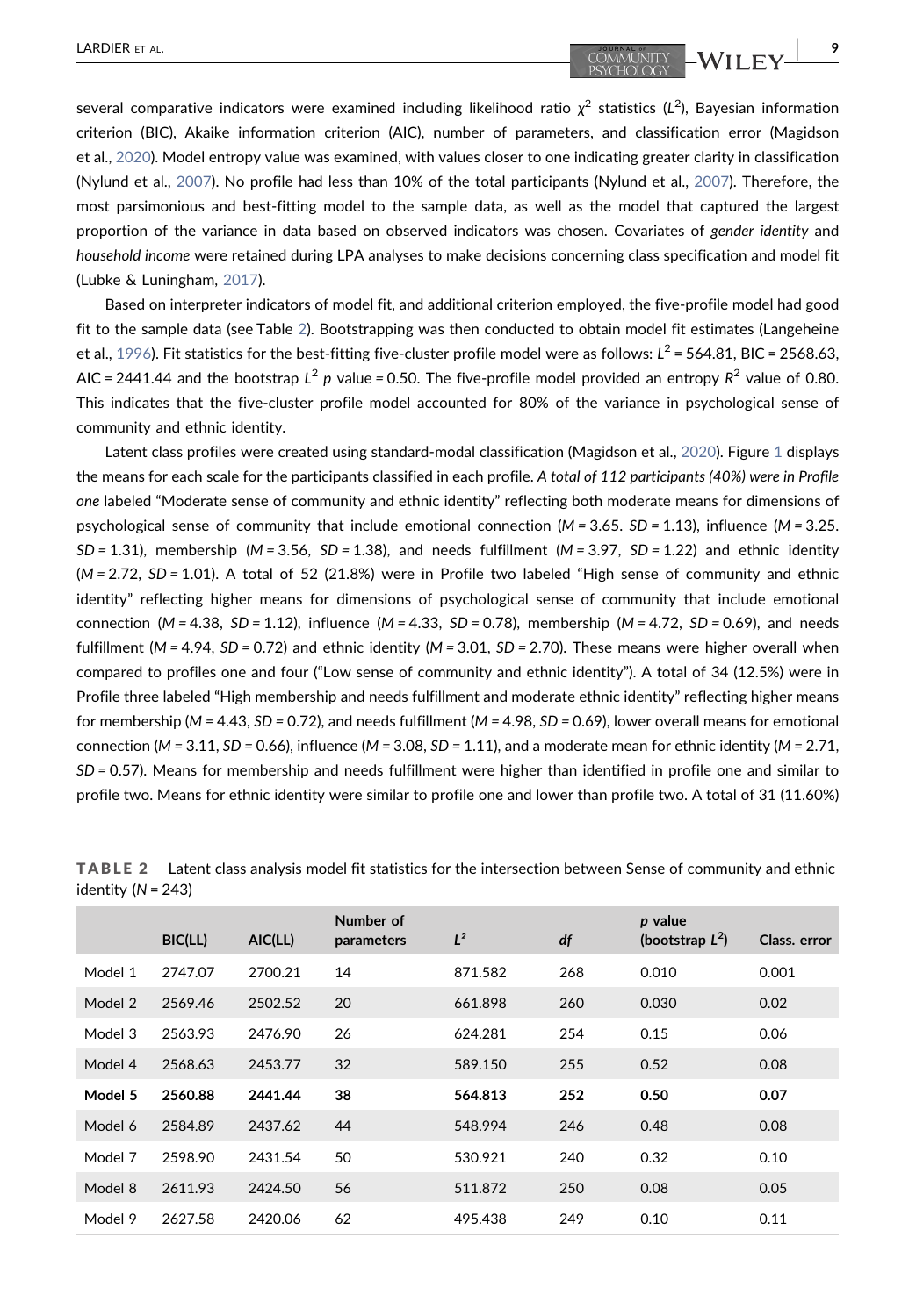several comparative indicators were examined including likelihood ratio $\chi^2$ statistics ($L^2$), Bayesian information criterion (BIC), Akaike information criterion (AIC), number of parameters, and classification error (Magidson et al., 2020). Model entropy value was examined, with values closer to one indicating greater clarity in classification (Nylund et al., 2007). No profile had less than 10% of the total participants (Nylund et al., 2007). Therefore, the most parsimonious and best-fitting model to the sample data, as well as the model that captured the largest proportion of the variance in data based on observed indicators was chosen. Covariates of *gender identity* and *household income* were retained during LPA analyses to make decisions concerning class specification and model fit (Lubke & Luningham, 2017).

Based on interpreter indicators of model fit, and additional criterion employed, the five-profile model had good fit to the sample data (see Table 2). Bootstrapping was then conducted to obtain model fit estimates (Langeheine et al., 1996). Fit statistics for the best-fitting five-cluster profile model were as follows: $L^2$ = 564.81, BIC = 2568.63, AIC = 2441.44 and the bootstrap $L^2$ $p$ value = 0.50. The five-profile model provided an entropy $R^2$ value of 0.80. This indicates that the five-cluster profile model accounted for 80% of the variance in psychological sense of community and ethnic identity.

Latent class profiles were created using standard-modal classification (Magidson et al., 2020). Figure 1 displays the means for each scale for the participants classified in each profile. *A total of 112 participants (40%) were in Profile one* labeled "Moderate sense of community and ethnic identity" reflecting both moderate means for dimensions of psychological sense of community that include emotional connection ($M$ = 3.65. $SD$ = 1.13), influence ($M$ = 3.25. $SD$ = 1.31), membership ($M$ = 3.56, $SD$ = 1.38), and needs fulfillment ($M$ = 3.97, $SD$ = 1.22) and ethnic identity ($M$ = 2.72, $SD$ = 1.01). A total of 52 (21.8%) were in Profile two labeled "High sense of community and ethnic identity" reflecting higher means for dimensions of psychological sense of community that include emotional connection ($M$ = 4.38, $SD$ = 1.12), influence ($M$ = 4.33, $SD$ = 0.78), membership ($M$ = 4.72, $SD$ = 0.69), and needs fulfillment ($M$ = 4.94, $SD$ = 0.72) and ethnic identity ($M$ = 3.01, $SD$ = 2.70). These means were higher overall when compared to profiles one and four ("Low sense of community and ethnic identity"). A total of 34 (12.5%) were in Profile three labeled "High membership and needs fulfillment and moderate ethnic identity" reflecting higher means for membership ($M$ = 4.43, $SD$ = 0.72), and needs fulfillment ($M$ = 4.98, $SD$ = 0.69), lower overall means for emotional connection ($M$ = 3.11, $SD$ = 0.66), influence ($M$ = 3.08, $SD$ = 1.11), and a moderate mean for ethnic identity ($M$ = 2.71, $SD$ = 0.57). Means for membership and needs fulfillment were higher than identified in profile one and similar to profile two. Means for ethnic identity were similar to profile one and lower than profile two. A total of 31 (11.60%)

**TABLE 2** Latent class analysis model fit statistics for the intersection between Sense of community and ethnic identity ($N$ = 243)

| | BIC(LL) | AIC(LL) | Number of parameters | $L^2$ | $df$ | $p$ value (bootstrap $L^2$) | Class. error |
|---|---|---|---|---|---|---|---|
| Model 1 | 2747.07 | 2700.21 | 14 | 871.582 | 268 | 0.010 | 0.001 |
| Model 2 | 2569.46 | 2502.52 | 20 | 661.898 | 260 | 0.030 | 0.02 |
| Model 3 | 2563.93 | 2476.90 | 26 | 624.281 | 254 | 0.15 | 0.06 |
| Model 4 | 2568.63 | 2453.77 | 32 | 589.150 | 255 | 0.52 | 0.08 |
| **Model 5** | **2560.88** | **2441.44** | **38** | **564.813** | **252** | **0.50** | **0.07** |
| Model 6 | 2584.89 | 2437.62 | 44 | 548.994 | 246 | 0.48 | 0.08 |
| Model 7 | 2598.90 | 2431.54 | 50 | 530.921 | 240 | 0.32 | 0.10 |
| Model 8 | 2611.93 | 2424.50 | 56 | 511.872 | 250 | 0.08 | 0.05 |
| Model 9 | 2627.58 | 2420.06 | 62 | 495.438 | 249 | 0.10 | 0.11 |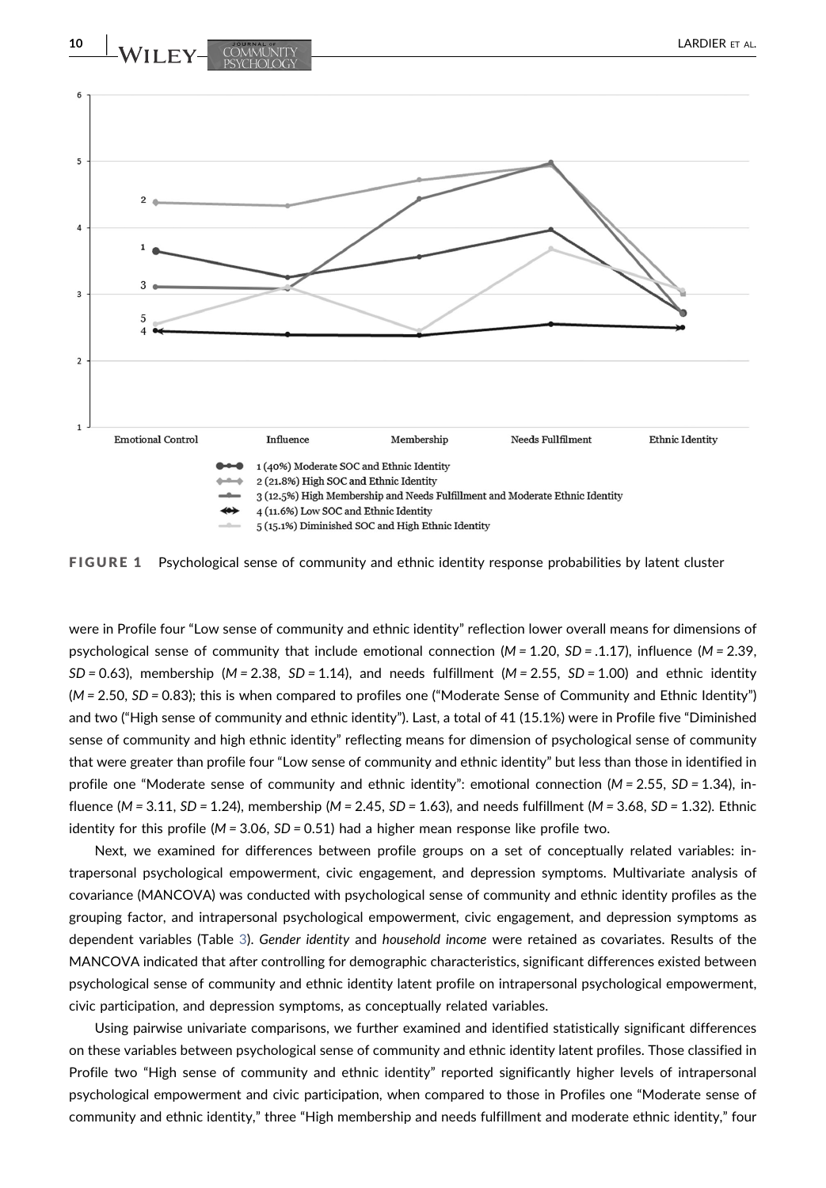FIGURE 1 Psychological sense of community and ethnic identity response probabilities by latent cluster

were in Profile four "Low sense of community and ethnic identity" reflection lower overall means for dimensions of psychological sense of community that include emotional connection ($M$ = 1.20, $SD$ = .1.17), influence ($M$ = 2.39, $SD$ = 0.63), membership ($M$ = 2.38, $SD$ = 1.14), and needs fulfillment ($M$ = 2.55, $SD$ = 1.00) and ethnic identity ($M$ = 2.50, $SD$ = 0.83); this is when compared to profiles one ("Moderate Sense of Community and Ethnic Identity") and two ("High sense of community and ethnic identity"). Last, a total of 41 (15.1%) were in Profile five "Diminished sense of community and high ethnic identity" reflecting means for dimension of psychological sense of community that were greater than profile four "Low sense of community and ethnic identity" but less than those in identified in profile one "Moderate sense of community and ethnic identity": emotional connection ($M$ = 2.55, $SD$ = 1.34), influence ($M$ = 3.11, $SD$ = 1.24), membership ($M$ = 2.45, $SD$ = 1.63), and needs fulfillment ($M$ = 3.68, $SD$ = 1.32). Ethnic identity for this profile ($M$ = 3.06, $SD$ = 0.51) had a higher mean response like profile two.

Next, we examined for differences between profile groups on a set of conceptually related variables: intrapersonal psychological empowerment, civic engagement, and depression symptoms. Multivariate analysis of covariance (MANCOVA) was conducted with psychological sense of community and ethnic identity profiles as the grouping factor, and intrapersonal psychological empowerment, civic engagement, and depression symptoms as dependent variables (Table 3). *Gender identity* and *household income* were retained as covariates. Results of the MANCOVA indicated that after controlling for demographic characteristics, significant differences existed between psychological sense of community and ethnic identity latent profile on intrapersonal psychological empowerment, civic participation, and depression symptoms, as conceptually related variables.

Using pairwise univariate comparisons, we further examined and identified statistically significant differences on these variables between psychological sense of community and ethnic identity latent profiles. Those classified in Profile two "High sense of community and ethnic identity" reported significantly higher levels of intrapersonal psychological empowerment and civic participation, when compared to those in Profiles one "Moderate sense of community and ethnic identity," three "High membership and needs fulfillment and moderate ethnic identity," four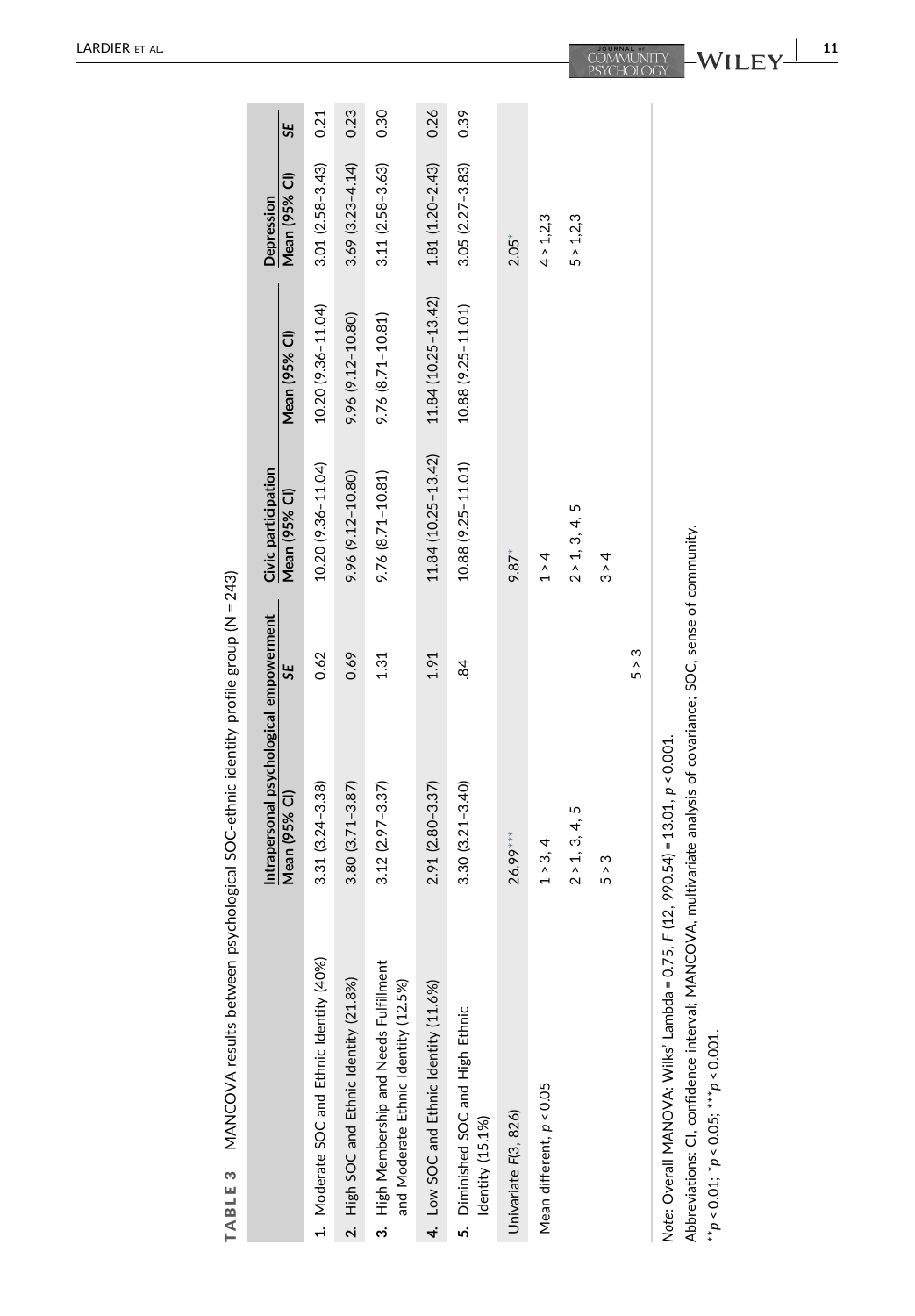**TABLE 3** MANCOVA results between psychological SOC-ethnic identity profile group (N = 243)

| | Intrapersonal psychological empowerment | | Civic participation | | Depression | |
|---|---|---|---|---|---|---|
| | Mean (95% CI) | SE | Mean (95% CI) | Mean (95% CI) | Mean (95% CI) | SE |
| 1. Moderate SOC and Ethnic Identity (40%) | 3.31 (3.24–3.38) | 0.62 | 10.20 (9.36–11.04) | 10.20 (9.36–11.04) | 3.01 (2.58–3.43) | 0.21 |
| 2. High SOC and Ethnic Identity (21.8%) | 3.80 (3.71–3.87) | 0.69 | 9.96 (9.12–10.80) | 9.96 (9.12–10.80) | 3.69 (3.23–4.14) | 0.23 |
| 3. High Membership and Needs Fulfillment and Moderate Ethnic Identity (12.5%) | 3.12 (2.97–3.37) | 1.31 | 9.76 (8.71–10.81) | 9.76 (8.71–10.81) | 3.11 (2.58–3.63) | 0.30 |
| 4. Low SOC and Ethnic Identity (11.6%) | 2.91 (2.80–3.37) | 1.91 | 11.84 (10.25–13.42) | 11.84 (10.25–13.42) | 1.81 (1.20–2.43) | 0.26 |
| 5. Diminished SOC and High Ethnic Identity (15.1%) | 3.30 (3.21–3.40) | .84 | 10.88 (9.25–11.01) | 10.88 (9.25–11.01) | 3.05 (2.27–3.83) | 0.39 |
| Univariate $F(3, 826)$ | 26.99*** | | 9.87* | | 2.05* | |
| Mean different, $p < 0.05$ | 1 > 3, 4 | | 1 > 4 | | 4 > 1,2,3 | |
| | 2 > 1, 3, 4, 5 | | 2 > 1, 3, 4, 5 | | 5 > 1,2,3 | |
| | 5 > 3 | | 3 > 4 | | | |
| | | 5 > 3 | | | | |

*Note*: Overall MANOVA: Wilks' Lambda = 0.75, $F$ (12, 990.54) = 13.01, $p < 0.001$.

Abbreviations: CI, confidence interval; MANCOVA, multivariate analysis of covariance; SOC, sense of community.

$^{**}p < 0.01$; $^{*}p < 0.05$; $^{***}p < 0.001$.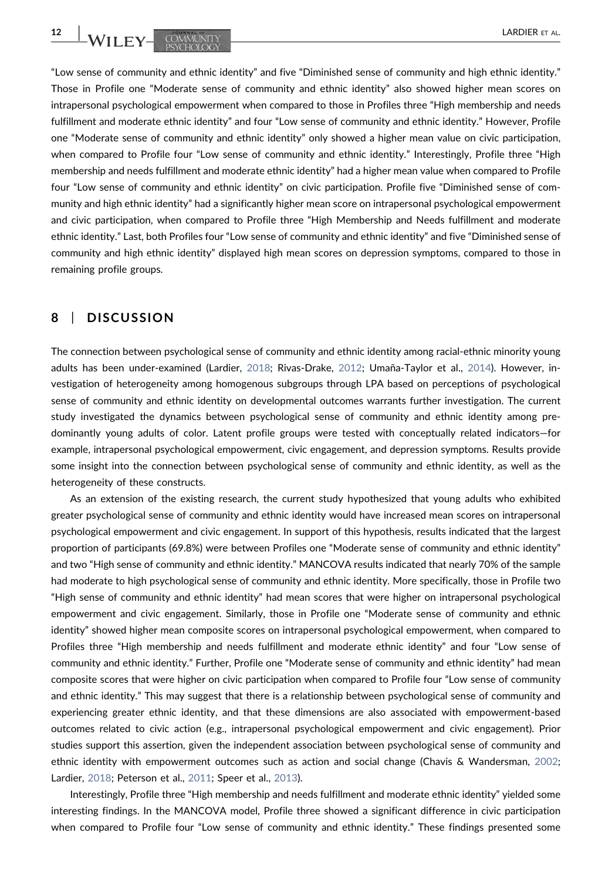"Low sense of community and ethnic identity" and five "Diminished sense of community and high ethnic identity." Those in Profile one "Moderate sense of community and ethnic identity" also showed higher mean scores on intrapersonal psychological empowerment when compared to those in Profiles three "High membership and needs fulfillment and moderate ethnic identity" and four "Low sense of community and ethnic identity." However, Profile one "Moderate sense of community and ethnic identity" only showed a higher mean value on civic participation, when compared to Profile four "Low sense of community and ethnic identity." Interestingly, Profile three "High membership and needs fulfillment and moderate ethnic identity" had a higher mean value when compared to Profile four "Low sense of community and ethnic identity" on civic participation. Profile five "Diminished sense of community and high ethnic identity" had a significantly higher mean score on intrapersonal psychological empowerment and civic participation, when compared to Profile three "High Membership and Needs fulfillment and moderate ethnic identity." Last, both Profiles four "Low sense of community and ethnic identity" and five "Diminished sense of community and high ethnic identity" displayed high mean scores on depression symptoms, compared to those in remaining profile groups.

## 8 | DISCUSSION

The connection between psychological sense of community and ethnic identity among racial-ethnic minority young adults has been under-examined (Lardier, 2018; Rivas-Drake, 2012; Umaña-Taylor et al., 2014). However, investigation of heterogeneity among homogenous subgroups through LPA based on perceptions of psychological sense of community and ethnic identity on developmental outcomes warrants further investigation. The current study investigated the dynamics between psychological sense of community and ethnic identity among predominantly young adults of color. Latent profile groups were tested with conceptually related indicators—for example, intrapersonal psychological empowerment, civic engagement, and depression symptoms. Results provide some insight into the connection between psychological sense of community and ethnic identity, as well as the heterogeneity of these constructs.

As an extension of the existing research, the current study hypothesized that young adults who exhibited greater psychological sense of community and ethnic identity would have increased mean scores on intrapersonal psychological empowerment and civic engagement. In support of this hypothesis, results indicated that the largest proportion of participants (69.8%) were between Profiles one "Moderate sense of community and ethnic identity" and two "High sense of community and ethnic identity." MANCOVA results indicated that nearly 70% of the sample had moderate to high psychological sense of community and ethnic identity. More specifically, those in Profile two "High sense of community and ethnic identity" had mean scores that were higher on intrapersonal psychological empowerment and civic engagement. Similarly, those in Profile one "Moderate sense of community and ethnic identity" showed higher mean composite scores on intrapersonal psychological empowerment, when compared to Profiles three "High membership and needs fulfillment and moderate ethnic identity" and four "Low sense of community and ethnic identity." Further, Profile one "Moderate sense of community and ethnic identity" had mean composite scores that were higher on civic participation when compared to Profile four "Low sense of community and ethnic identity." This may suggest that there is a relationship between psychological sense of community and experiencing greater ethnic identity, and that these dimensions are also associated with empowerment-based outcomes related to civic action (e.g., intrapersonal psychological empowerment and civic engagement). Prior studies support this assertion, given the independent association between psychological sense of community and ethnic identity with empowerment outcomes such as action and social change (Chavis & Wandersman, 2002; Lardier, 2018; Peterson et al., 2011; Speer et al., 2013).

Interestingly, Profile three "High membership and needs fulfillment and moderate ethnic identity" yielded some interesting findings. In the MANCOVA model, Profile three showed a significant difference in civic participation when compared to Profile four "Low sense of community and ethnic identity." These findings presented some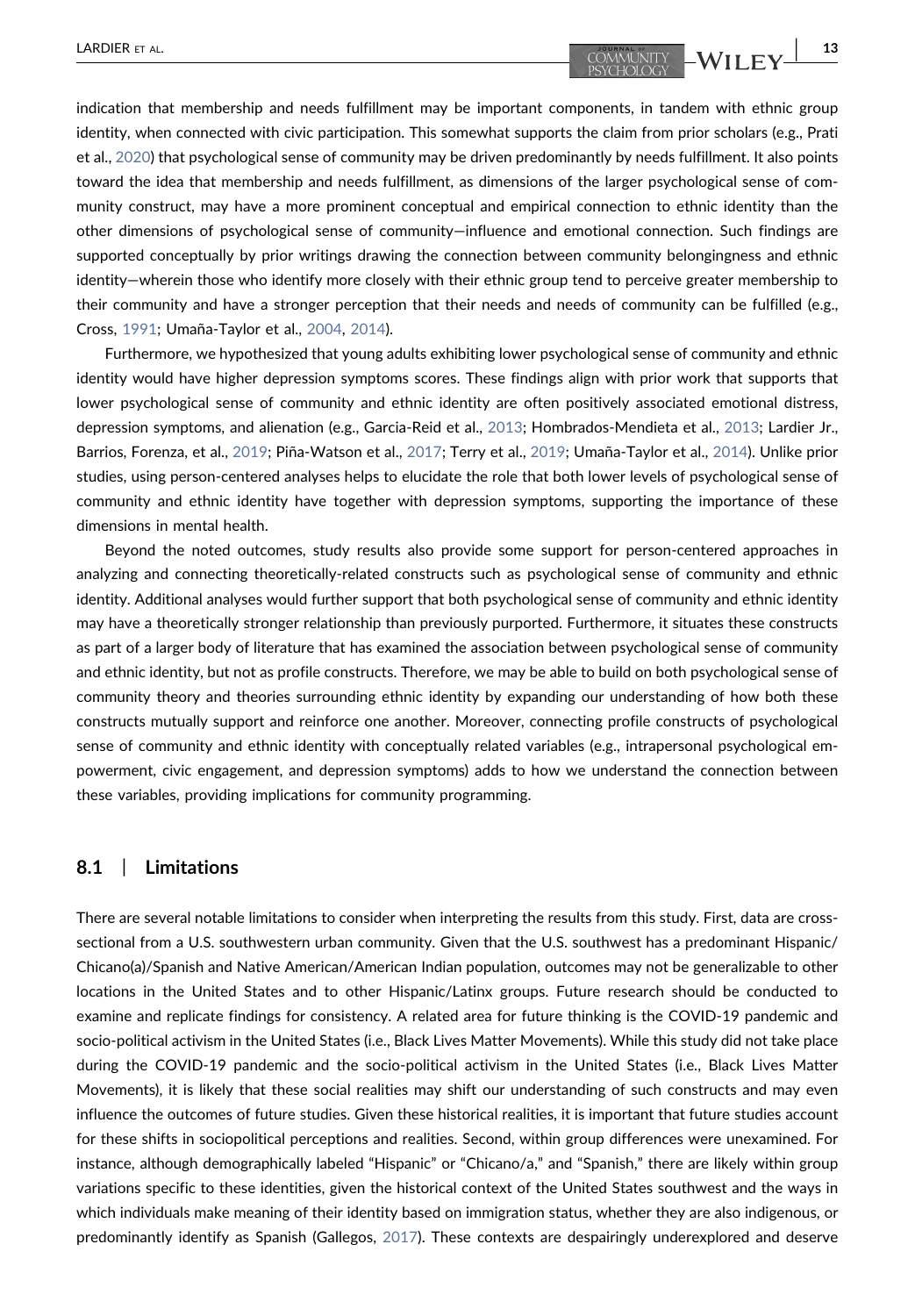indication that membership and needs fulfillment may be important components, in tandem with ethnic group identity, when connected with civic participation. This somewhat supports the claim from prior scholars (e.g., Prati et al., 2020) that psychological sense of community may be driven predominantly by needs fulfillment. It also points toward the idea that membership and needs fulfillment, as dimensions of the larger psychological sense of community construct, may have a more prominent conceptual and empirical connection to ethnic identity than the other dimensions of psychological sense of community—influence and emotional connection. Such findings are supported conceptually by prior writings drawing the connection between community belongingness and ethnic identity—wherein those who identify more closely with their ethnic group tend to perceive greater membership to their community and have a stronger perception that their needs and needs of community can be fulfilled (e.g., Cross, 1991; Umaña-Taylor et al., 2004, 2014).

Furthermore, we hypothesized that young adults exhibiting lower psychological sense of community and ethnic identity would have higher depression symptoms scores. These findings align with prior work that supports that lower psychological sense of community and ethnic identity are often positively associated emotional distress, depression symptoms, and alienation (e.g., Garcia-Reid et al., 2013; Hombrados-Mendieta et al., 2013; Lardier Jr., Barrios, Forenza, et al., 2019; Piña-Watson et al., 2017; Terry et al., 2019; Umaña-Taylor et al., 2014). Unlike prior studies, using person-centered analyses helps to elucidate the role that both lower levels of psychological sense of community and ethnic identity have together with depression symptoms, supporting the importance of these dimensions in mental health.

Beyond the noted outcomes, study results also provide some support for person-centered approaches in analyzing and connecting theoretically-related constructs such as psychological sense of community and ethnic identity. Additional analyses would further support that both psychological sense of community and ethnic identity may have a theoretically stronger relationship than previously purported. Furthermore, it situates these constructs as part of a larger body of literature that has examined the association between psychological sense of community and ethnic identity, but not as profile constructs. Therefore, we may be able to build on both psychological sense of community theory and theories surrounding ethnic identity by expanding our understanding of how both these constructs mutually support and reinforce one another. Moreover, connecting profile constructs of psychological sense of community and ethnic identity with conceptually related variables (e.g., intrapersonal psychological empowerment, civic engagement, and depression symptoms) adds to how we understand the connection between these variables, providing implications for community programming.

## 8.1 | Limitations

There are several notable limitations to consider when interpreting the results from this study. First, data are cross-sectional from a U.S. southwestern urban community. Given that the U.S. southwest has a predominant Hispanic/Chicano(a)/Spanish and Native American/American Indian population, outcomes may not be generalizable to other locations in the United States and to other Hispanic/Latinx groups. Future research should be conducted to examine and replicate findings for consistency. A related area for future thinking is the COVID-19 pandemic and socio-political activism in the United States (i.e., Black Lives Matter Movements). While this study did not take place during the COVID-19 pandemic and the socio-political activism in the United States (i.e., Black Lives Matter Movements), it is likely that these social realities may shift our understanding of such constructs and may even influence the outcomes of future studies. Given these historical realities, it is important that future studies account for these shifts in sociopolitical perceptions and realities. Second, within group differences were unexamined. For instance, although demographically labeled "Hispanic" or "Chicano/a," and "Spanish," there are likely within group variations specific to these identities, given the historical context of the United States southwest and the ways in which individuals make meaning of their identity based on immigration status, whether they are also indigenous, or predominantly identify as Spanish (Gallegos, 2017). These contexts are despairingly underexplored and deserve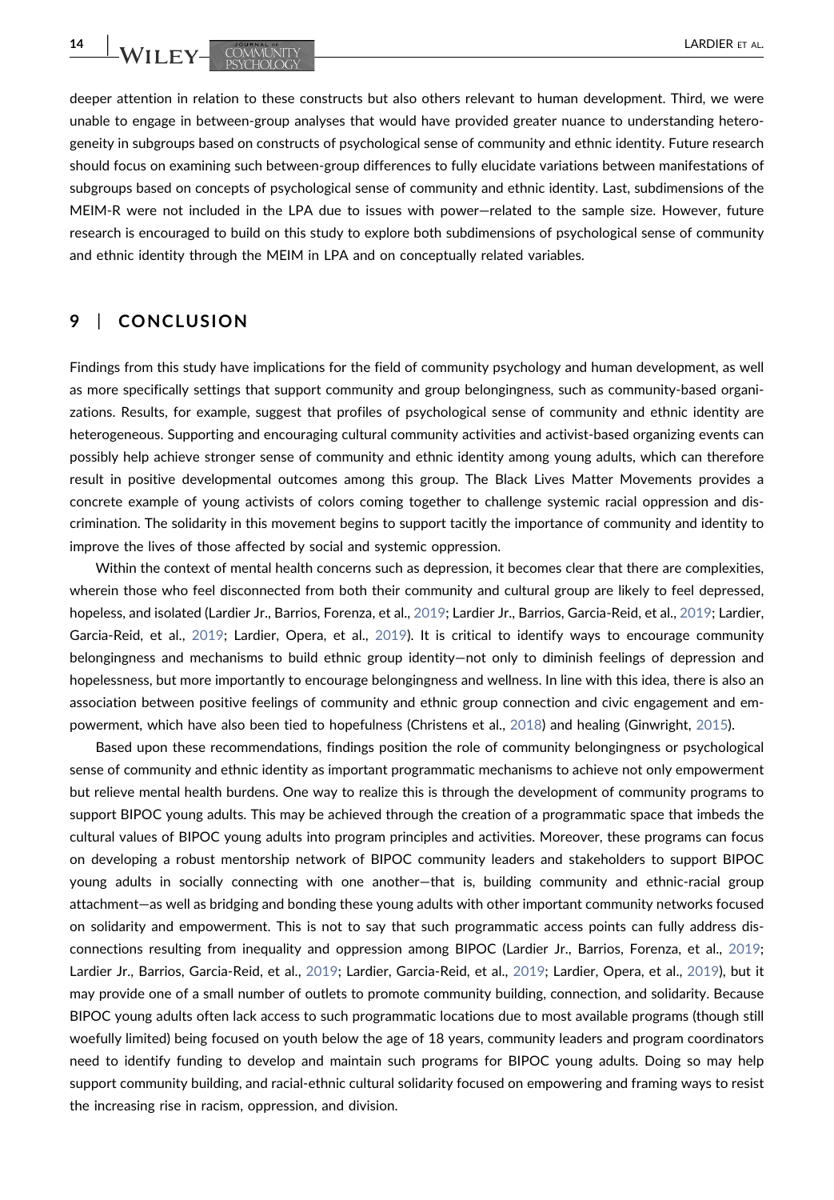deeper attention in relation to these constructs but also others relevant to human development. Third, we were unable to engage in between-group analyses that would have provided greater nuance to understanding heterogeneity in subgroups based on constructs of psychological sense of community and ethnic identity. Future research should focus on examining such between-group differences to fully elucidate variations between manifestations of subgroups based on concepts of psychological sense of community and ethnic identity. Last, subdimensions of the MEIM-R were not included in the LPA due to issues with power—related to the sample size. However, future research is encouraged to build on this study to explore both subdimensions of psychological sense of community and ethnic identity through the MEIM in LPA and on conceptually related variables.

## 9 | CONCLUSION

Findings from this study have implications for the field of community psychology and human development, as well as more specifically settings that support community and group belongingness, such as community-based organizations. Results, for example, suggest that profiles of psychological sense of community and ethnic identity are heterogeneous. Supporting and encouraging cultural community activities and activist-based organizing events can possibly help achieve stronger sense of community and ethnic identity among young adults, which can therefore result in positive developmental outcomes among this group. The Black Lives Matter Movements provides a concrete example of young activists of colors coming together to challenge systemic racial oppression and discrimination. The solidarity in this movement begins to support tacitly the importance of community and identity to improve the lives of those affected by social and systemic oppression.

Within the context of mental health concerns such as depression, it becomes clear that there are complexities, wherein those who feel disconnected from both their community and cultural group are likely to feel depressed, hopeless, and isolated (Lardier Jr., Barrios, Forenza, et al., 2019; Lardier Jr., Barrios, Garcia-Reid, et al., 2019; Lardier, Garcia-Reid, et al., 2019; Lardier, Opera, et al., 2019). It is critical to identify ways to encourage community belongingness and mechanisms to build ethnic group identity—not only to diminish feelings of depression and hopelessness, but more importantly to encourage belongingness and wellness. In line with this idea, there is also an association between positive feelings of community and ethnic group connection and civic engagement and empowerment, which have also been tied to hopefulness (Christens et al., 2018) and healing (Ginwright, 2015).

Based upon these recommendations, findings position the role of community belongingness or psychological sense of community and ethnic identity as important programmatic mechanisms to achieve not only empowerment but relieve mental health burdens. One way to realize this is through the development of community programs to support BIPOC young adults. This may be achieved through the creation of a programmatic space that imbeds the cultural values of BIPOC young adults into program principles and activities. Moreover, these programs can focus on developing a robust mentorship network of BIPOC community leaders and stakeholders to support BIPOC young adults in socially connecting with one another—that is, building community and ethnic-racial group attachment—as well as bridging and bonding these young adults with other important community networks focused on solidarity and empowerment. This is not to say that such programmatic access points can fully address disconnections resulting from inequality and oppression among BIPOC (Lardier Jr., Barrios, Forenza, et al., 2019; Lardier Jr., Barrios, Garcia-Reid, et al., 2019; Lardier, Garcia-Reid, et al., 2019; Lardier, Opera, et al., 2019), but it may provide one of a small number of outlets to promote community building, connection, and solidarity. Because BIPOC young adults often lack access to such programmatic locations due to most available programs (though still woefully limited) being focused on youth below the age of 18 years, community leaders and program coordinators need to identify funding to develop and maintain such programs for BIPOC young adults. Doing so may help support community building, and racial-ethnic cultural solidarity focused on empowering and framing ways to resist the increasing rise in racism, oppression, and division.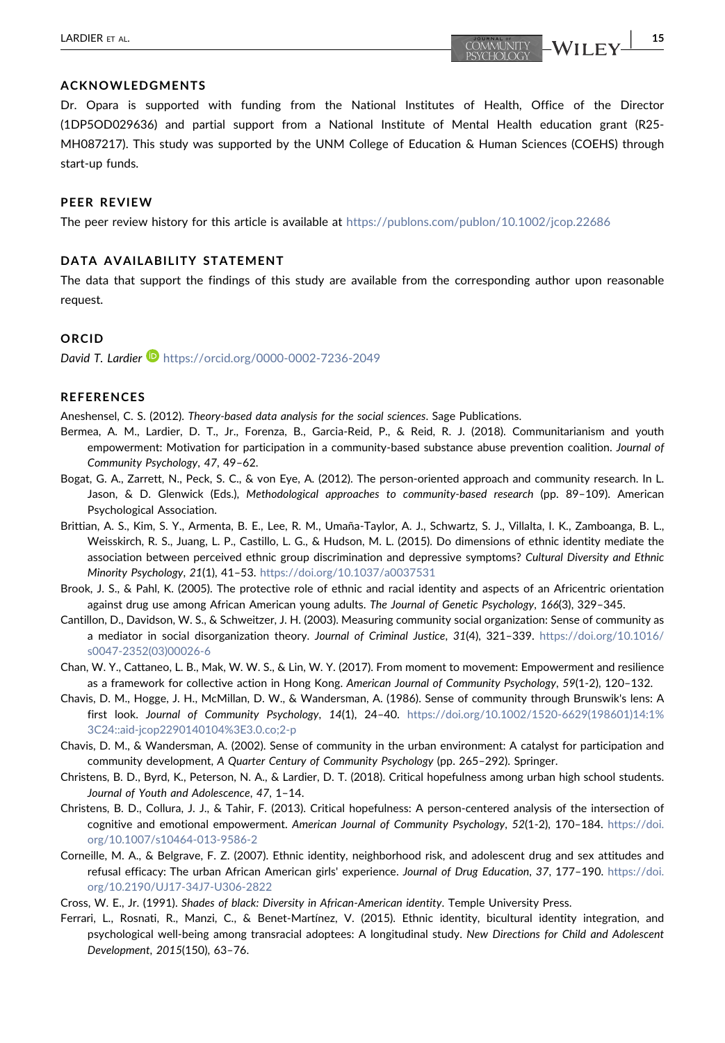## ACKNOWLEDGMENTS

Dr. Opara is supported with funding from the National Institutes of Health, Office of the Director (1DP5OD029636) and partial support from a National Institute of Mental Health education grant (R25-MH087217). This study was supported by the UNM College of Education & Human Sciences (COEHS) through start-up funds.

## PEER REVIEW

The peer review history for this article is available at https://publons.com/publon/10.1002/jcop.22686

## DATA AVAILABILITY STATEMENT

The data that support the findings of this study are available from the corresponding author upon reasonable request.

## ORCID

*David T. Lardier* https://orcid.org/0000-0002-7236-2049

## REFERENCES

Aneshensel, C. S. (2012). *Theory-based data analysis for the social sciences*. Sage Publications.

Bermea, A. M., Lardier, D. T., Jr., Forenza, B., Garcia-Reid, P., & Reid, R. J. (2018). Communitarianism and youth empowerment: Motivation for participation in a community-based substance abuse prevention coalition. *Journal of Community Psychology*, *47*, 49–62.

Bogat, G. A., Zarrett, N., Peck, S. C., & von Eye, A. (2012). The person-oriented approach and community research. In L. Jason, & D. Glenwick (Eds.), *Methodological approaches to community-based research* (pp. 89–109). American Psychological Association.

Brittian, A. S., Kim, S. Y., Armenta, B. E., Lee, R. M., Umaña-Taylor, A. J., Schwartz, S. J., Villalta, I. K., Zamboanga, B. L., Weisskirch, R. S., Juang, L. P., Castillo, L. G., & Hudson, M. L. (2015). Do dimensions of ethnic identity mediate the association between perceived ethnic group discrimination and depressive symptoms? *Cultural Diversity and Ethnic Minority Psychology*, *21*(1), 41–53. https://doi.org/10.1037/a0037531

Brook, J. S., & Pahl, K. (2005). The protective role of ethnic and racial identity and aspects of an Africentric orientation against drug use among African American young adults. *The Journal of Genetic Psychology*, *166*(3), 329–345.

Cantillon, D., Davidson, W. S., & Schweitzer, J. H. (2003). Measuring community social organization: Sense of community as a mediator in social disorganization theory. *Journal of Criminal Justice*, *31*(4), 321–339. https://doi.org/10.1016/s0047-2352(03)00026-6

Chan, W. Y., Cattaneo, L. B., Mak, W. W. S., & Lin, W. Y. (2017). From moment to movement: Empowerment and resilience as a framework for collective action in Hong Kong. *American Journal of Community Psychology*, *59*(1-2), 120–132.

Chavis, D. M., Hogge, J. H., McMillan, D. W., & Wandersman, A. (1986). Sense of community through Brunswik's lens: A first look. *Journal of Community Psychology*, *14*(1), 24–40. https://doi.org/10.1002/1520-6629(198601)14:1%3C24::aid-jcop2290140104%3E3.0.co;2-p

Chavis, D. M., & Wandersman, A. (2002). Sense of community in the urban environment: A catalyst for participation and community development, *A Quarter Century of Community Psychology* (pp. 265–292). Springer.

Christens, B. D., Byrd, K., Peterson, N. A., & Lardier, D. T. (2018). Critical hopefulness among urban high school students. *Journal of Youth and Adolescence*, *47*, 1–14.

Christens, B. D., Collura, J. J., & Tahir, F. (2013). Critical hopefulness: A person-centered analysis of the intersection of cognitive and emotional empowerment. *American Journal of Community Psychology*, *52*(1-2), 170–184. https://doi.org/10.1007/s10464-013-9586-2

Corneille, M. A., & Belgrave, F. Z. (2007). Ethnic identity, neighborhood risk, and adolescent drug and sex attitudes and refusal efficacy: The urban African American girls' experience. *Journal of Drug Education*, *37*, 177–190. https://doi.org/10.2190/UJ17-34J7-U306-2822

Cross, W. E., Jr. (1991). *Shades of black: Diversity in African-American identity*. Temple University Press.

Ferrari, L., Rosnati, R., Manzi, C., & Benet-Martínez, V. (2015). Ethnic identity, bicultural identity integration, and psychological well-being among transracial adoptees: A longitudinal study. *New Directions for Child and Adolescent Development*, *2015*(150), 63–76.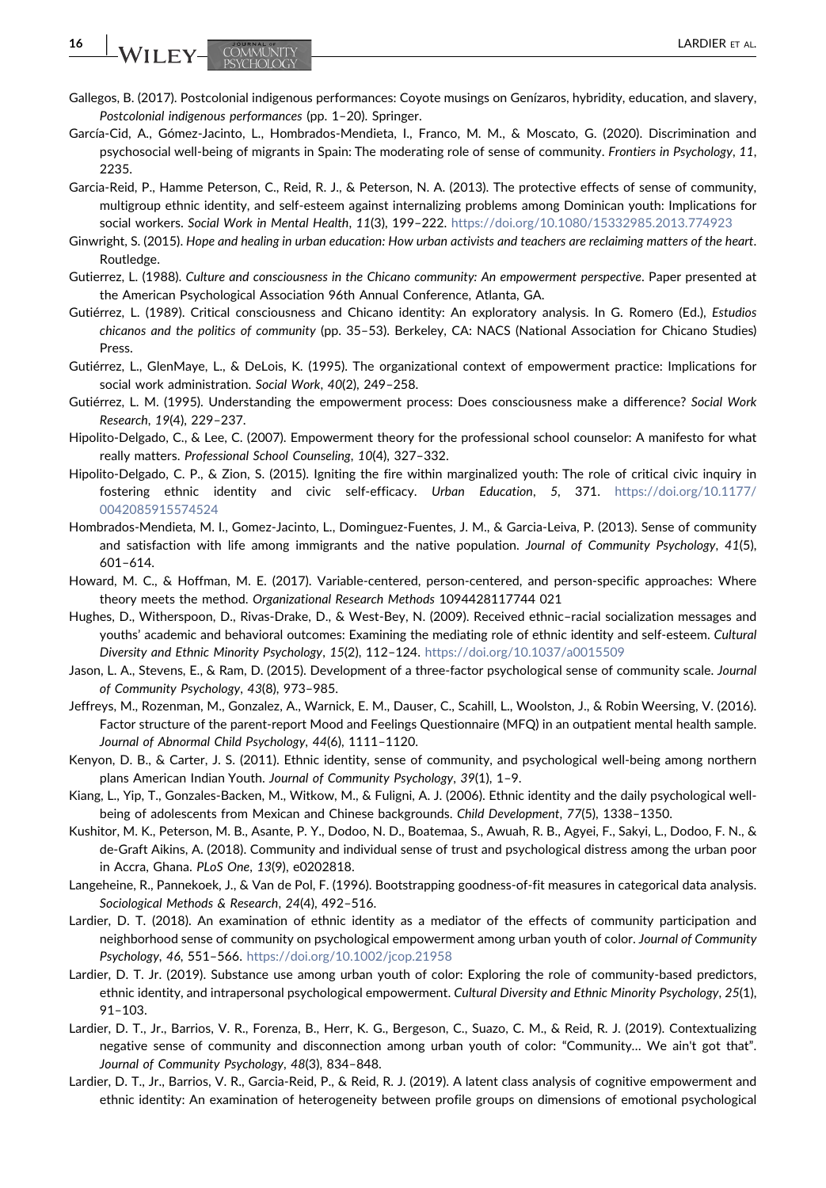Gallegos, B. (2017). Postcolonial indigenous performances: Coyote musings on Genízaros, hybridity, education, and slavery, *Postcolonial indigenous performances* (pp. 1–20). Springer.

García-Cid, A., Gómez-Jacinto, L., Hombrados-Mendieta, I., Franco, M. M., & Moscato, G. (2020). Discrimination and psychosocial well-being of migrants in Spain: The moderating role of sense of community. *Frontiers in Psychology*, *11*, 2235.

Garcia-Reid, P., Hamme Peterson, C., Reid, R. J., & Peterson, N. A. (2013). The protective effects of sense of community, multigroup ethnic identity, and self-esteem against internalizing problems among Dominican youth: Implications for social workers. *Social Work in Mental Health*, *11*(3), 199–222. https://doi.org/10.1080/15332985.2013.774923

Ginwright, S. (2015). *Hope and healing in urban education: How urban activists and teachers are reclaiming matters of the heart*. Routledge.

Gutierrez, L. (1988). *Culture and consciousness in the Chicano community: An empowerment perspective*. Paper presented at the American Psychological Association 96th Annual Conference, Atlanta, GA.

Gutiérrez, L. (1989). Critical consciousness and Chicano identity: An exploratory analysis. In G. Romero (Ed.), *Estudios chicanos and the politics of community* (pp. 35–53). Berkeley, CA: NACS (National Association for Chicano Studies) Press.

Gutiérrez, L., GlenMaye, L., & DeLois, K. (1995). The organizational context of empowerment practice: Implications for social work administration. *Social Work*, *40*(2), 249–258.

Gutiérrez, L. M. (1995). Understanding the empowerment process: Does consciousness make a difference? *Social Work Research*, *19*(4), 229–237.

Hipolito-Delgado, C., & Lee, C. (2007). Empowerment theory for the professional school counselor: A manifesto for what really matters. *Professional School Counseling*, *10*(4), 327–332.

Hipolito-Delgado, C. P., & Zion, S. (2015). Igniting the fire within marginalized youth: The role of critical civic inquiry in fostering ethnic identity and civic self-efficacy. *Urban Education*, *5*, 371. https://doi.org/10.1177/0042085915574524

Hombrados-Mendieta, M. I., Gomez-Jacinto, L., Dominguez-Fuentes, J. M., & Garcia-Leiva, P. (2013). Sense of community and satisfaction with life among immigrants and the native population. *Journal of Community Psychology*, *41*(5), 601–614.

Howard, M. C., & Hoffman, M. E. (2017). Variable-centered, person-centered, and person-specific approaches: Where theory meets the method. *Organizational Research Methods* 1094428117744 021

Hughes, D., Witherspoon, D., Rivas-Drake, D., & West-Bey, N. (2009). Received ethnic–racial socialization messages and youths' academic and behavioral outcomes: Examining the mediating role of ethnic identity and self-esteem. *Cultural Diversity and Ethnic Minority Psychology*, *15*(2), 112–124. https://doi.org/10.1037/a0015509

Jason, L. A., Stevens, E., & Ram, D. (2015). Development of a three-factor psychological sense of community scale. *Journal of Community Psychology*, *43*(8), 973–985.

Jeffreys, M., Rozenman, M., Gonzalez, A., Warnick, E. M., Dauser, C., Scahill, L., Woolston, J., & Robin Weersing, V. (2016). Factor structure of the parent-report Mood and Feelings Questionnaire (MFQ) in an outpatient mental health sample. *Journal of Abnormal Child Psychology*, *44*(6), 1111–1120.

Kenyon, D. B., & Carter, J. S. (2011). Ethnic identity, sense of community, and psychological well-being among northern plans American Indian Youth. *Journal of Community Psychology*, *39*(1), 1–9.

Kiang, L., Yip, T., Gonzales-Backen, M., Witkow, M., & Fuligni, A. J. (2006). Ethnic identity and the daily psychological well-being of adolescents from Mexican and Chinese backgrounds. *Child Development*, *77*(5), 1338–1350.

Kushitor, M. K., Peterson, M. B., Asante, P. Y., Dodoo, N. D., Boatemaa, S., Awuah, R. B., Agyei, F., Sakyi, L., Dodoo, F. N., & de-Graft Aikins, A. (2018). Community and individual sense of trust and psychological distress among the urban poor in Accra, Ghana. *PLoS One*, *13*(9), e0202818.

Langeheine, R., Pannekoek, J., & Van de Pol, F. (1996). Bootstrapping goodness-of-fit measures in categorical data analysis. *Sociological Methods & Research*, *24*(4), 492–516.

Lardier, D. T. (2018). An examination of ethnic identity as a mediator of the effects of community participation and neighborhood sense of community on psychological empowerment among urban youth of color. *Journal of Community Psychology*, *46*, 551–566. https://doi.org/10.1002/jcop.21958

Lardier, D. T. Jr. (2019). Substance use among urban youth of color: Exploring the role of community-based predictors, ethnic identity, and intrapersonal psychological empowerment. *Cultural Diversity and Ethnic Minority Psychology*, *25*(1), 91–103.

Lardier, D. T., Jr., Barrios, V. R., Forenza, B., Herr, K. G., Bergeson, C., Suazo, C. M., & Reid, R. J. (2019). Contextualizing negative sense of community and disconnection among urban youth of color: "Community… We ain't got that". *Journal of Community Psychology*, *48*(3), 834–848.

Lardier, D. T., Jr., Barrios, V. R., Garcia-Reid, P., & Reid, R. J. (2019). A latent class analysis of cognitive empowerment and ethnic identity: An examination of heterogeneity between profile groups on dimensions of emotional psychological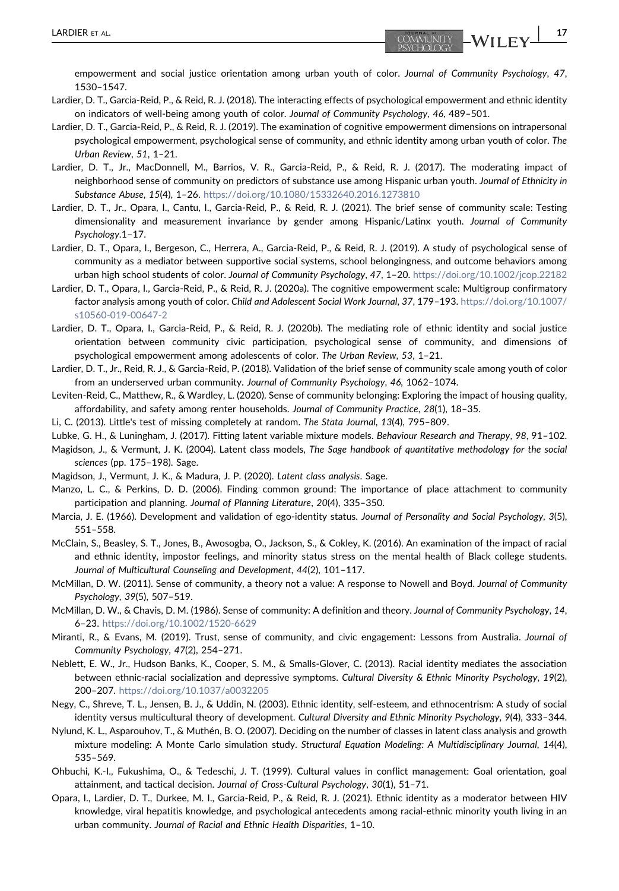empowerment and social justice orientation among urban youth of color. *Journal of Community Psychology*, *47*, 1530–1547.

Lardier, D. T., Garcia-Reid, P., & Reid, R. J. (2018). The interacting effects of psychological empowerment and ethnic identity on indicators of well-being among youth of color. *Journal of Community Psychology*, *46*, 489–501.

Lardier, D. T., Garcia-Reid, P., & Reid, R. J. (2019). The examination of cognitive empowerment dimensions on intrapersonal psychological empowerment, psychological sense of community, and ethnic identity among urban youth of color. *The Urban Review*, *51*, 1–21.

Lardier, D. T., Jr., MacDonnell, M., Barrios, V. R., Garcia-Reid, P., & Reid, R. J. (2017). The moderating impact of neighborhood sense of community on predictors of substance use among Hispanic urban youth. *Journal of Ethnicity in Substance Abuse*, *15*(4), 1–26. https://doi.org/10.1080/15332640.2016.1273810

Lardier, D. T., Jr., Opara, I., Cantu, I., Garcia-Reid, P., & Reid, R. J. (2021). The brief sense of community scale: Testing dimensionality and measurement invariance by gender among Hispanic/Latinx youth. *Journal of Community Psychology*.1–17.

Lardier, D. T., Opara, I., Bergeson, C., Herrera, A., Garcia-Reid, P., & Reid, R. J. (2019). A study of psychological sense of community as a mediator between supportive social systems, school belongingness, and outcome behaviors among urban high school students of color. *Journal of Community Psychology*, *47*, 1–20. https://doi.org/10.1002/jcop.22182

Lardier, D. T., Opara, I., Garcia-Reid, P., & Reid, R. J. (2020a). The cognitive empowerment scale: Multigroup confirmatory factor analysis among youth of color. *Child and Adolescent Social Work Journal*, *37*, 179–193. https://doi.org/10.1007/s10560-019-00647-2

Lardier, D. T., Opara, I., Garcia-Reid, P., & Reid, R. J. (2020b). The mediating role of ethnic identity and social justice orientation between community civic participation, psychological sense of community, and dimensions of psychological empowerment among adolescents of color. *The Urban Review*, *53*, 1–21.

Lardier, D. T., Jr., Reid, R. J., & Garcia-Reid, P. (2018). Validation of the brief sense of community scale among youth of color from an underserved urban community. *Journal of Community Psychology*, *46*, 1062–1074.

Leviten-Reid, C., Matthew, R., & Wardley, L. (2020). Sense of community belonging: Exploring the impact of housing quality, affordability, and safety among renter households. *Journal of Community Practice*, *28*(1), 18–35.

Li, C. (2013). Little's test of missing completely at random. *The Stata Journal*, *13*(4), 795–809.

Lubke, G. H., & Luningham, J. (2017). Fitting latent variable mixture models. *Behaviour Research and Therapy*, *98*, 91–102.

Magidson, J., & Vermunt, J. K. (2004). Latent class models, *The Sage handbook of quantitative methodology for the social sciences* (pp. 175–198). Sage.

Magidson, J., Vermunt, J. K., & Madura, J. P. (2020). *Latent class analysis*. Sage.

Manzo, L. C., & Perkins, D. D. (2006). Finding common ground: The importance of place attachment to community participation and planning. *Journal of Planning Literature*, *20*(4), 335–350.

Marcia, J. E. (1966). Development and validation of ego-identity status. *Journal of Personality and Social Psychology*, *3*(5), 551–558.

McClain, S., Beasley, S. T., Jones, B., Awosogba, O., Jackson, S., & Cokley, K. (2016). An examination of the impact of racial and ethnic identity, impostor feelings, and minority status stress on the mental health of Black college students. *Journal of Multicultural Counseling and Development*, *44*(2), 101–117.

McMillan, D. W. (2011). Sense of community, a theory not a value: A response to Nowell and Boyd. *Journal of Community Psychology*, *39*(5), 507–519.

McMillan, D. W., & Chavis, D. M. (1986). Sense of community: A definition and theory. *Journal of Community Psychology*, *14*, 6–23. https://doi.org/10.1002/1520-6629

Miranti, R., & Evans, M. (2019). Trust, sense of community, and civic engagement: Lessons from Australia. *Journal of Community Psychology*, *47*(2), 254–271.

Neblett, E. W., Jr., Hudson Banks, K., Cooper, S. M., & Smalls-Glover, C. (2013). Racial identity mediates the association between ethnic-racial socialization and depressive symptoms. *Cultural Diversity & Ethnic Minority Psychology*, *19*(2), 200–207. https://doi.org/10.1037/a0032205

Negy, C., Shreve, T. L., Jensen, B. J., & Uddin, N. (2003). Ethnic identity, self-esteem, and ethnocentrism: A study of social identity versus multicultural theory of development. *Cultural Diversity and Ethnic Minority Psychology*, *9*(4), 333–344.

Nylund, K. L., Asparouhov, T., & Muthén, B. O. (2007). Deciding on the number of classes in latent class analysis and growth mixture modeling: A Monte Carlo simulation study. *Structural Equation Modeling: A Multidisciplinary Journal*, *14*(4), 535–569.

Ohbuchi, K.-I., Fukushima, O., & Tedeschi, J. T. (1999). Cultural values in conflict management: Goal orientation, goal attainment, and tactical decision. *Journal of Cross-Cultural Psychology*, *30*(1), 51–71.

Opara, I., Lardier, D. T., Durkee, M. I., Garcia-Reid, P., & Reid, R. J. (2021). Ethnic identity as a moderator between HIV knowledge, viral hepatitis knowledge, and psychological antecedents among racial-ethnic minority youth living in an urban community. *Journal of Racial and Ethnic Health Disparities*, 1–10.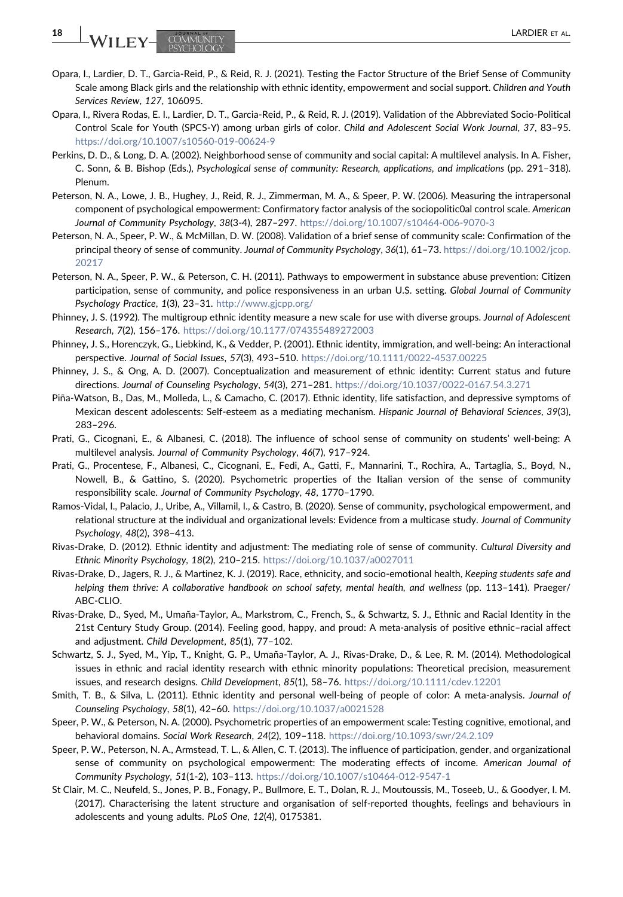Opara, I., Lardier, D. T., Garcia-Reid, P., & Reid, R. J. (2021). Testing the Factor Structure of the Brief Sense of Community Scale among Black girls and the relationship with ethnic identity, empowerment and social support. *Children and Youth Services Review*, *127*, 106095.

Opara, I., Rivera Rodas, E. I., Lardier, D. T., Garcia-Reid, P., & Reid, R. J. (2019). Validation of the Abbreviated Socio-Political Control Scale for Youth (SPCS-Y) among urban girls of color. *Child and Adolescent Social Work Journal*, *37*, 83–95. https://doi.org/10.1007/s10560-019-00624-9

Perkins, D. D., & Long, D. A. (2002). Neighborhood sense of community and social capital: A multilevel analysis. In A. Fisher, C. Sonn, & B. Bishop (Eds.), *Psychological sense of community: Research, applications, and implications* (pp. 291–318). Plenum.

Peterson, N. A., Lowe, J. B., Hughey, J., Reid, R. J., Zimmerman, M. A., & Speer, P. W. (2006). Measuring the intrapersonal component of psychological empowerment: Confirmatory factor analysis of the sociopolitic0al control scale. *American Journal of Community Psychology*, *38*(3-4), 287–297. https://doi.org/10.1007/s10464-006-9070-3

Peterson, N. A., Speer, P. W., & McMillan, D. W. (2008). Validation of a brief sense of community scale: Confirmation of the principal theory of sense of community. *Journal of Community Psychology*, *36*(1), 61–73. https://doi.org/10.1002/jcop.20217

Peterson, N. A., Speer, P. W., & Peterson, C. H. (2011). Pathways to empowerment in substance abuse prevention: Citizen participation, sense of community, and police responsiveness in an urban U.S. setting. *Global Journal of Community Psychology Practice*, *1*(3), 23–31. http://www.gjcpp.org/

Phinney, J. S. (1992). The multigroup ethnic identity measure a new scale for use with diverse groups. *Journal of Adolescent Research*, *7*(2), 156–176. https://doi.org/10.1177/074355489272003

Phinney, J. S., Horenczyk, G., Liebkind, K., & Vedder, P. (2001). Ethnic identity, immigration, and well-being: An interactional perspective. *Journal of Social Issues*, *57*(3), 493–510. https://doi.org/10.1111/0022-4537.00225

Phinney, J. S., & Ong, A. D. (2007). Conceptualization and measurement of ethnic identity: Current status and future directions. *Journal of Counseling Psychology*, *54*(3), 271–281. https://doi.org/10.1037/0022-0167.54.3.271

Piña-Watson, B., Das, M., Molleda, L., & Camacho, C. (2017). Ethnic identity, life satisfaction, and depressive symptoms of Mexican descent adolescents: Self-esteem as a mediating mechanism. *Hispanic Journal of Behavioral Sciences*, *39*(3), 283–296.

Prati, G., Cicognani, E., & Albanesi, C. (2018). The influence of school sense of community on students' well-being: A multilevel analysis. *Journal of Community Psychology*, *46*(7), 917–924.

Prati, G., Procentese, F., Albanesi, C., Cicognani, E., Fedi, A., Gatti, F., Mannarini, T., Rochira, A., Tartaglia, S., Boyd, N., Nowell, B., & Gattino, S. (2020). Psychometric properties of the Italian version of the sense of community responsibility scale. *Journal of Community Psychology*, *48*, 1770–1790.

Ramos-Vidal, I., Palacio, J., Uribe, A., Villamil, I., & Castro, B. (2020). Sense of community, psychological empowerment, and relational structure at the individual and organizational levels: Evidence from a multicase study. *Journal of Community Psychology*, *48*(2), 398–413.

Rivas-Drake, D. (2012). Ethnic identity and adjustment: The mediating role of sense of community. *Cultural Diversity and Ethnic Minority Psychology*, *18*(2), 210–215. https://doi.org/10.1037/a0027011

Rivas-Drake, D., Jagers, R. J., & Martinez, K. J. (2019). Race, ethnicity, and socio-emotional health, *Keeping students safe and helping them thrive: A collaborative handbook on school safety, mental health, and wellness* (pp. 113–141). Praeger/ABC-CLIO.

Rivas-Drake, D., Syed, M., Umaña-Taylor, A., Markstrom, C., French, S., & Schwartz, S. J., Ethnic and Racial Identity in the 21st Century Study Group. (2014). Feeling good, happy, and proud: A meta-analysis of positive ethnic–racial affect and adjustment. *Child Development*, *85*(1), 77–102.

Schwartz, S. J., Syed, M., Yip, T., Knight, G. P., Umaña-Taylor, A. J., Rivas-Drake, D., & Lee, R. M. (2014). Methodological issues in ethnic and racial identity research with ethnic minority populations: Theoretical precision, measurement issues, and research designs. *Child Development*, *85*(1), 58–76. https://doi.org/10.1111/cdev.12201

Smith, T. B., & Silva, L. (2011). Ethnic identity and personal well-being of people of color: A meta-analysis. *Journal of Counseling Psychology*, *58*(1), 42–60. https://doi.org/10.1037/a0021528

Speer, P. W., & Peterson, N. A. (2000). Psychometric properties of an empowerment scale: Testing cognitive, emotional, and behavioral domains. *Social Work Research*, *24*(2), 109–118. https://doi.org/10.1093/swr/24.2.109

Speer, P. W., Peterson, N. A., Armstead, T. L., & Allen, C. T. (2013). The influence of participation, gender, and organizational sense of community on psychological empowerment: The moderating effects of income. *American Journal of Community Psychology*, *51*(1-2), 103–113. https://doi.org/10.1007/s10464-012-9547-1

St Clair, M. C., Neufeld, S., Jones, P. B., Fonagy, P., Bullmore, E. T., Dolan, R. J., Moutoussis, M., Toseeb, U., & Goodyer, I. M. (2017). Characterising the latent structure and organisation of self-reported thoughts, feelings and behaviours in adolescents and young adults. *PLoS One*, *12*(4), 0175381.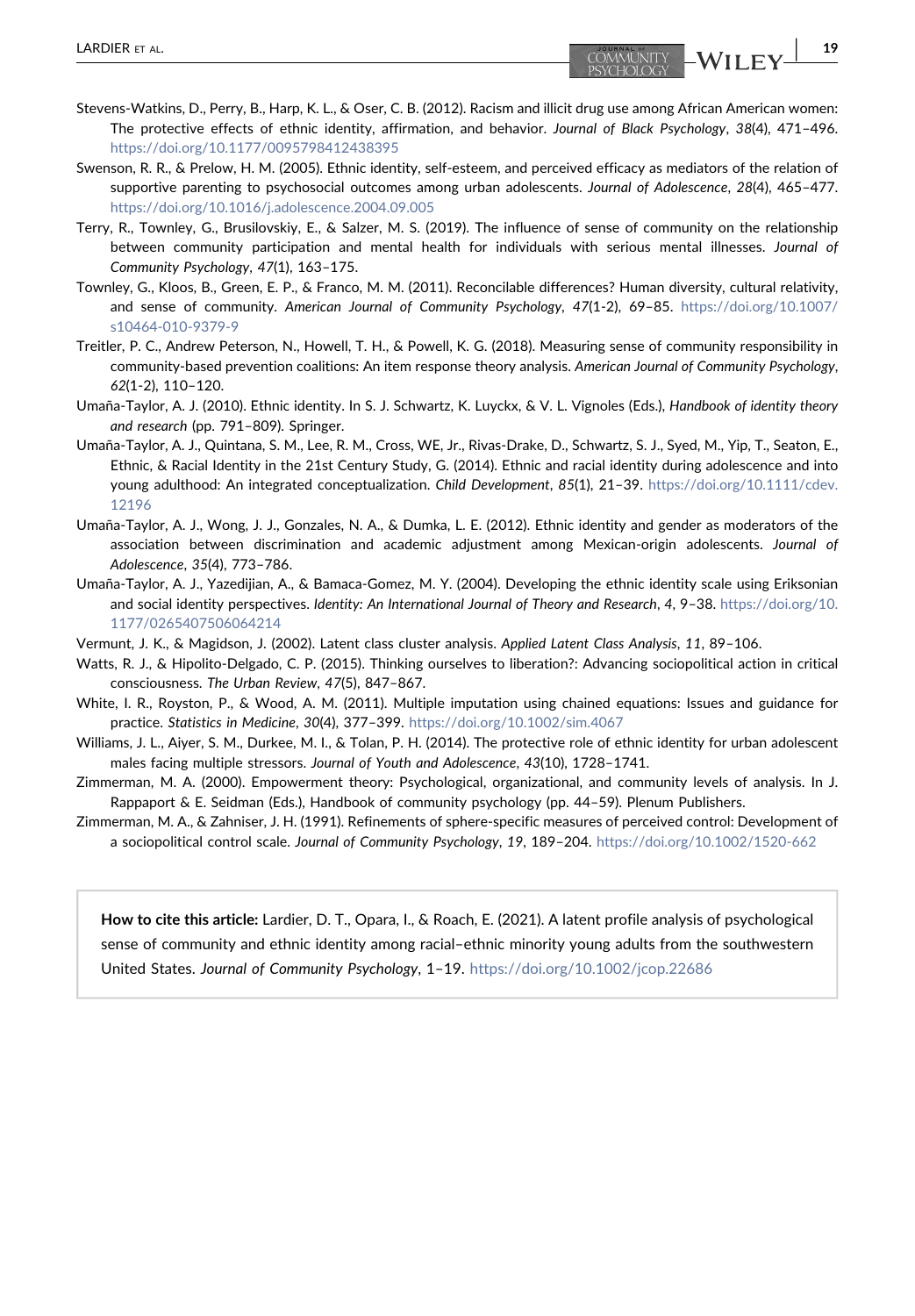Stevens-Watkins, D., Perry, B., Harp, K. L., & Oser, C. B. (2012). Racism and illicit drug use among African American women: The protective effects of ethnic identity, affirmation, and behavior. *Journal of Black Psychology*, *38*(4), 471–496. https://doi.org/10.1177/0095798412438395

Swenson, R. R., & Prelow, H. M. (2005). Ethnic identity, self-esteem, and perceived efficacy as mediators of the relation of supportive parenting to psychosocial outcomes among urban adolescents. *Journal of Adolescence*, *28*(4), 465–477. https://doi.org/10.1016/j.adolescence.2004.09.005

Terry, R., Townley, G., Brusilovskiy, E., & Salzer, M. S. (2019). The influence of sense of community on the relationship between community participation and mental health for individuals with serious mental illnesses. *Journal of Community Psychology*, *47*(1), 163–175.

Townley, G., Kloos, B., Green, E. P., & Franco, M. M. (2011). Reconcilable differences? Human diversity, cultural relativity, and sense of community. *American Journal of Community Psychology*, *47*(1-2), 69–85. https://doi.org/10.1007/s10464-010-9379-9

Treitler, P. C., Andrew Peterson, N., Howell, T. H., & Powell, K. G. (2018). Measuring sense of community responsibility in community-based prevention coalitions: An item response theory analysis. *American Journal of Community Psychology*, *62*(1-2), 110–120.

Umaña-Taylor, A. J. (2010). Ethnic identity. In S. J. Schwartz, K. Luyckx, & V. L. Vignoles (Eds.), *Handbook of identity theory and research* (pp. 791–809). Springer.

Umaña-Taylor, A. J., Quintana, S. M., Lee, R. M., Cross, WE, Jr., Rivas-Drake, D., Schwartz, S. J., Syed, M., Yip, T., Seaton, E., Ethnic, & Racial Identity in the 21st Century Study, G. (2014). Ethnic and racial identity during adolescence and into young adulthood: An integrated conceptualization. *Child Development*, *85*(1), 21–39. https://doi.org/10.1111/cdev.12196

Umaña-Taylor, A. J., Wong, J. J., Gonzales, N. A., & Dumka, L. E. (2012). Ethnic identity and gender as moderators of the association between discrimination and academic adjustment among Mexican-origin adolescents. *Journal of Adolescence*, *35*(4), 773–786.

Umaña-Taylor, A. J., Yazedijian, A., & Bamaca-Gomez, M. Y. (2004). Developing the ethnic identity scale using Eriksonian and social identity perspectives. *Identity: An International Journal of Theory and Research*, *4*, 9–38. https://doi.org/10.1177/0265407506064214

Vermunt, J. K., & Magidson, J. (2002). Latent class cluster analysis. *Applied Latent Class Analysis*, *11*, 89–106.

Watts, R. J., & Hipolito-Delgado, C. P. (2015). Thinking ourselves to liberation?: Advancing sociopolitical action in critical consciousness. *The Urban Review*, *47*(5), 847–867.

White, I. R., Royston, P., & Wood, A. M. (2011). Multiple imputation using chained equations: Issues and guidance for practice. *Statistics in Medicine*, *30*(4), 377–399. https://doi.org/10.1002/sim.4067

Williams, J. L., Aiyer, S. M., Durkee, M. I., & Tolan, P. H. (2014). The protective role of ethnic identity for urban adolescent males facing multiple stressors. *Journal of Youth and Adolescence*, *43*(10), 1728–1741.

Zimmerman, M. A. (2000). Empowerment theory: Psychological, organizational, and community levels of analysis. In J. Rappaport & E. Seidman (Eds.), Handbook of community psychology (pp. 44–59). Plenum Publishers.

Zimmerman, M. A., & Zahniser, J. H. (1991). Refinements of sphere-specific measures of perceived control: Development of a sociopolitical control scale. *Journal of Community Psychology*, *19*, 189–204. https://doi.org/10.1002/1520-662

**How to cite this article:** Lardier, D. T., Opara, I., & Roach, E. (2021). A latent profile analysis of psychological sense of community and ethnic identity among racial–ethnic minority young adults from the southwestern United States. *Journal of Community Psychology*, 1–19. https://doi.org/10.1002/jcop.22686